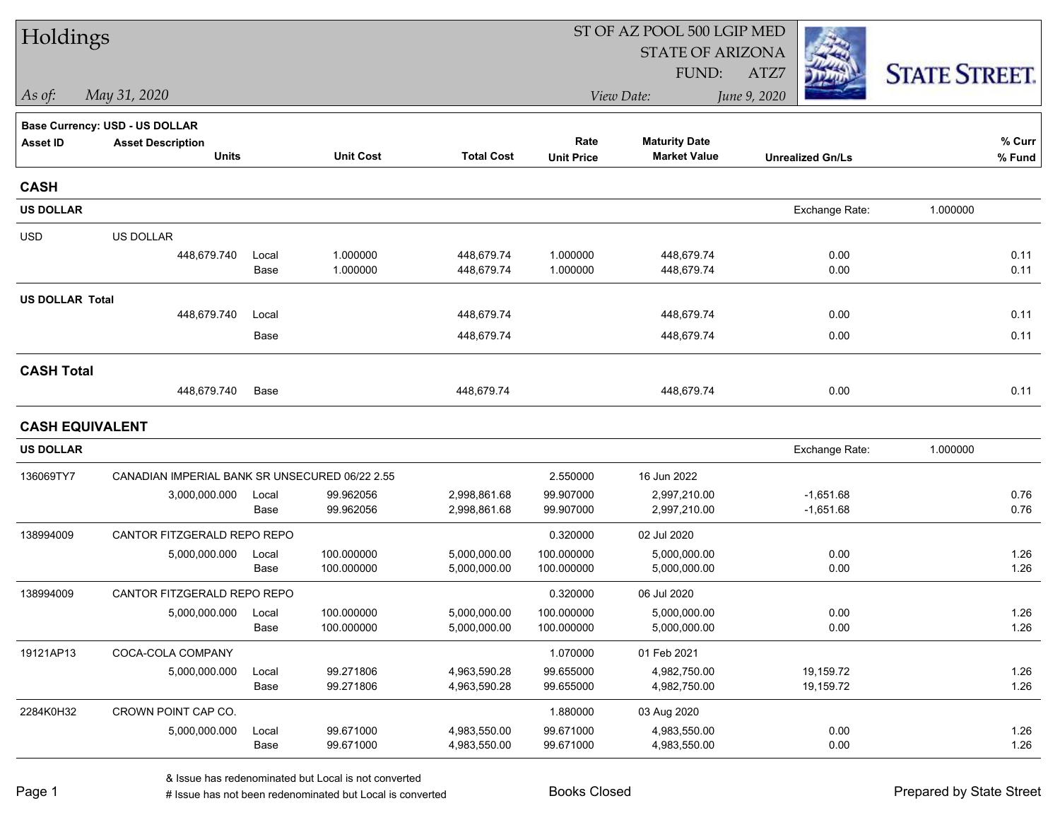# Holdings

ST OF AZ POOL 500 LGIP MED
STATE OF ARIZONA
FUND: ATZ7

*As of:* *May 31, 2020*

*View Date:* *June 9, 2020*

STATE STREET.

**Base Currency: USD - US DOLLAR**

| Asset ID | Asset Description / Units | | Unit Cost | Total Cost | Rate / Unit Price | Maturity Date / Market Value | Unrealized Gn/Ls | % Curr / % Fund |
|---|---|---|---|---|---|---|---|---|
| **CASH** | | | | | | | | |
| **US DOLLAR** | | | | | | | Exchange Rate: | 1.000000 |
| USD | US DOLLAR | | | | | | | |
| | 448,679.740 | Local | 1.000000 | 448,679.74 | 1.000000 | 448,679.74 | 0.00 | 0.11 |
| | | Base | 1.000000 | 448,679.74 | 1.000000 | 448,679.74 | 0.00 | 0.11 |
| **US DOLLAR Total** | | | | | | | | |
| | 448,679.740 | Local | | 448,679.74 | | 448,679.74 | 0.00 | 0.11 |
| | | Base | | 448,679.74 | | 448,679.74 | 0.00 | 0.11 |
| **CASH Total** | | | | | | | | |
| | 448,679.740 | Base | | 448,679.74 | | 448,679.74 | 0.00 | 0.11 |
| **CASH EQUIVALENT** | | | | | | | | |
| **US DOLLAR** | | | | | | | Exchange Rate: | 1.000000 |
| 136069TY7 | CANADIAN IMPERIAL BANK SR UNSECURED 06/22 2.55 | | | | 2.550000 | 16 Jun 2022 | | |
| | 3,000,000.000 | Local | 99.962056 | 2,998,861.68 | 99.907000 | 2,997,210.00 | -1,651.68 | 0.76 |
| | | Base | 99.962056 | 2,998,861.68 | 99.907000 | 2,997,210.00 | -1,651.68 | 0.76 |
| 138994009 | CANTOR FITZGERALD REPO REPO | | | | 0.320000 | 02 Jul 2020 | | |
| | 5,000,000.000 | Local | 100.000000 | 5,000,000.00 | 100.000000 | 5,000,000.00 | 0.00 | 1.26 |
| | | Base | 100.000000 | 5,000,000.00 | 100.000000 | 5,000,000.00 | 0.00 | 1.26 |
| 138994009 | CANTOR FITZGERALD REPO REPO | | | | 0.320000 | 06 Jul 2020 | | |
| | 5,000,000.000 | Local | 100.000000 | 5,000,000.00 | 100.000000 | 5,000,000.00 | 0.00 | 1.26 |
| | | Base | 100.000000 | 5,000,000.00 | 100.000000 | 5,000,000.00 | 0.00 | 1.26 |
| 19121AP13 | COCA-COLA COMPANY | | | | 1.070000 | 01 Feb 2021 | | |
| | 5,000,000.000 | Local | 99.271806 | 4,963,590.28 | 99.655000 | 4,982,750.00 | 19,159.72 | 1.26 |
| | | Base | 99.271806 | 4,963,590.28 | 99.655000 | 4,982,750.00 | 19,159.72 | 1.26 |
| 2284K0H32 | CROWN POINT CAP CO. | | | | 1.880000 | 03 Aug 2020 | | |
| | 5,000,000.000 | Local | 99.671000 | 4,983,550.00 | 99.671000 | 4,983,550.00 | 0.00 | 1.26 |
| | | Base | 99.671000 | 4,983,550.00 | 99.671000 | 4,983,550.00 | 0.00 | 1.26 |

& Issue has redenominated but Local is not converted
# Issue has not been redenominated but Local is converted

Books Closed

Prepared by State Street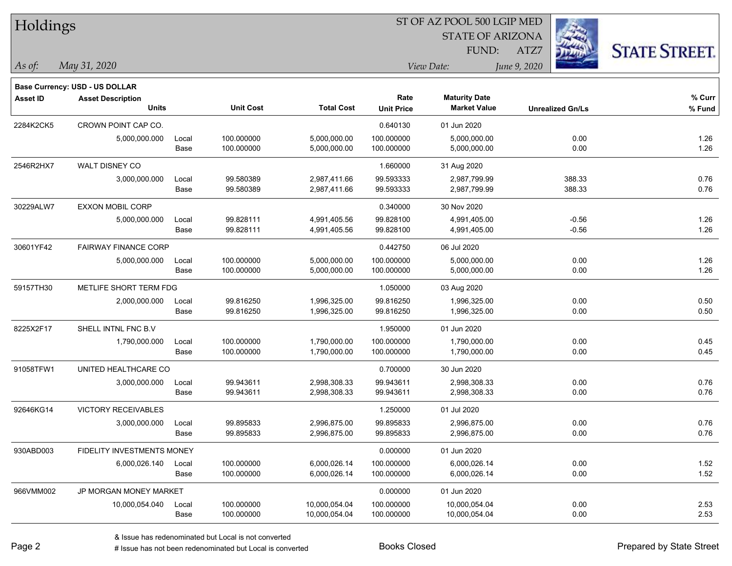# Holdings

ST OF AZ POOL 500 LGIP MED
STATE OF ARIZONA
FUND: ATZ7

*As of:* *May 31, 2020*

*View Date:* *June 9, 2020*

**Base Currency: USD - US DOLLAR**

| Asset ID | Asset Description / Units | | Unit Cost | Total Cost | Rate / Unit Price | Maturity Date / Market Value | Unrealized Gn/Ls | % Curr / % Fund |
|---|---|---|---|---|---|---|---|---|
| 2284K2CK5 | CROWN POINT CAP CO. | | | | 0.640130 | 01 Jun 2020 | | |
| | 5,000,000.000 | Local | 100.000000 | 5,000,000.00 | 100.000000 | 5,000,000.00 | 0.00 | 1.26 |
| | | Base | 100.000000 | 5,000,000.00 | 100.000000 | 5,000,000.00 | 0.00 | 1.26 |
| 2546R2HX7 | WALT DISNEY CO | | | | 1.660000 | 31 Aug 2020 | | |
| | 3,000,000.000 | Local | 99.580389 | 2,987,411.66 | 99.593333 | 2,987,799.99 | 388.33 | 0.76 |
| | | Base | 99.580389 | 2,987,411.66 | 99.593333 | 2,987,799.99 | 388.33 | 0.76 |
| 30229ALW7 | EXXON MOBIL CORP | | | | 0.340000 | 30 Nov 2020 | | |
| | 5,000,000.000 | Local | 99.828111 | 4,991,405.56 | 99.828100 | 4,991,405.00 | -0.56 | 1.26 |
| | | Base | 99.828111 | 4,991,405.56 | 99.828100 | 4,991,405.00 | -0.56 | 1.26 |
| 30601YF42 | FAIRWAY FINANCE CORP | | | | 0.442750 | 06 Jul 2020 | | |
| | 5,000,000.000 | Local | 100.000000 | 5,000,000.00 | 100.000000 | 5,000,000.00 | 0.00 | 1.26 |
| | | Base | 100.000000 | 5,000,000.00 | 100.000000 | 5,000,000.00 | 0.00 | 1.26 |
| 59157TH30 | METLIFE SHORT TERM FDG | | | | 1.050000 | 03 Aug 2020 | | |
| | 2,000,000.000 | Local | 99.816250 | 1,996,325.00 | 99.816250 | 1,996,325.00 | 0.00 | 0.50 |
| | | Base | 99.816250 | 1,996,325.00 | 99.816250 | 1,996,325.00 | 0.00 | 0.50 |
| 8225X2F17 | SHELL INTNL FNC B.V | | | | 1.950000 | 01 Jun 2020 | | |
| | 1,790,000.000 | Local | 100.000000 | 1,790,000.00 | 100.000000 | 1,790,000.00 | 0.00 | 0.45 |
| | | Base | 100.000000 | 1,790,000.00 | 100.000000 | 1,790,000.00 | 0.00 | 0.45 |
| 91058TFW1 | UNITED HEALTHCARE CO | | | | 0.700000 | 30 Jun 2020 | | |
| | 3,000,000.000 | Local | 99.943611 | 2,998,308.33 | 99.943611 | 2,998,308.33 | 0.00 | 0.76 |
| | | Base | 99.943611 | 2,998,308.33 | 99.943611 | 2,998,308.33 | 0.00 | 0.76 |
| 92646KG14 | VICTORY RECEIVABLES | | | | 1.250000 | 01 Jul 2020 | | |
| | 3,000,000.000 | Local | 99.895833 | 2,996,875.00 | 99.895833 | 2,996,875.00 | 0.00 | 0.76 |
| | | Base | 99.895833 | 2,996,875.00 | 99.895833 | 2,996,875.00 | 0.00 | 0.76 |
| 930ABD003 | FIDELITY INVESTMENTS MONEY | | | | 0.000000 | 01 Jun 2020 | | |
| | 6,000,026.140 | Local | 100.000000 | 6,000,026.14 | 100.000000 | 6,000,026.14 | 0.00 | 1.52 |
| | | Base | 100.000000 | 6,000,026.14 | 100.000000 | 6,000,026.14 | 0.00 | 1.52 |
| 966VMM002 | JP MORGAN MONEY MARKET | | | | 0.000000 | 01 Jun 2020 | | |
| | 10,000,054.040 | Local | 100.000000 | 10,000,054.04 | 100.000000 | 10,000,054.04 | 0.00 | 2.53 |
| | | Base | 100.000000 | 10,000,054.04 | 100.000000 | 10,000,054.04 | 0.00 | 2.53 |

& Issue has redenominated but Local is not converted
# Issue has not been redenominated but Local is converted

Books Closed

Prepared by State Street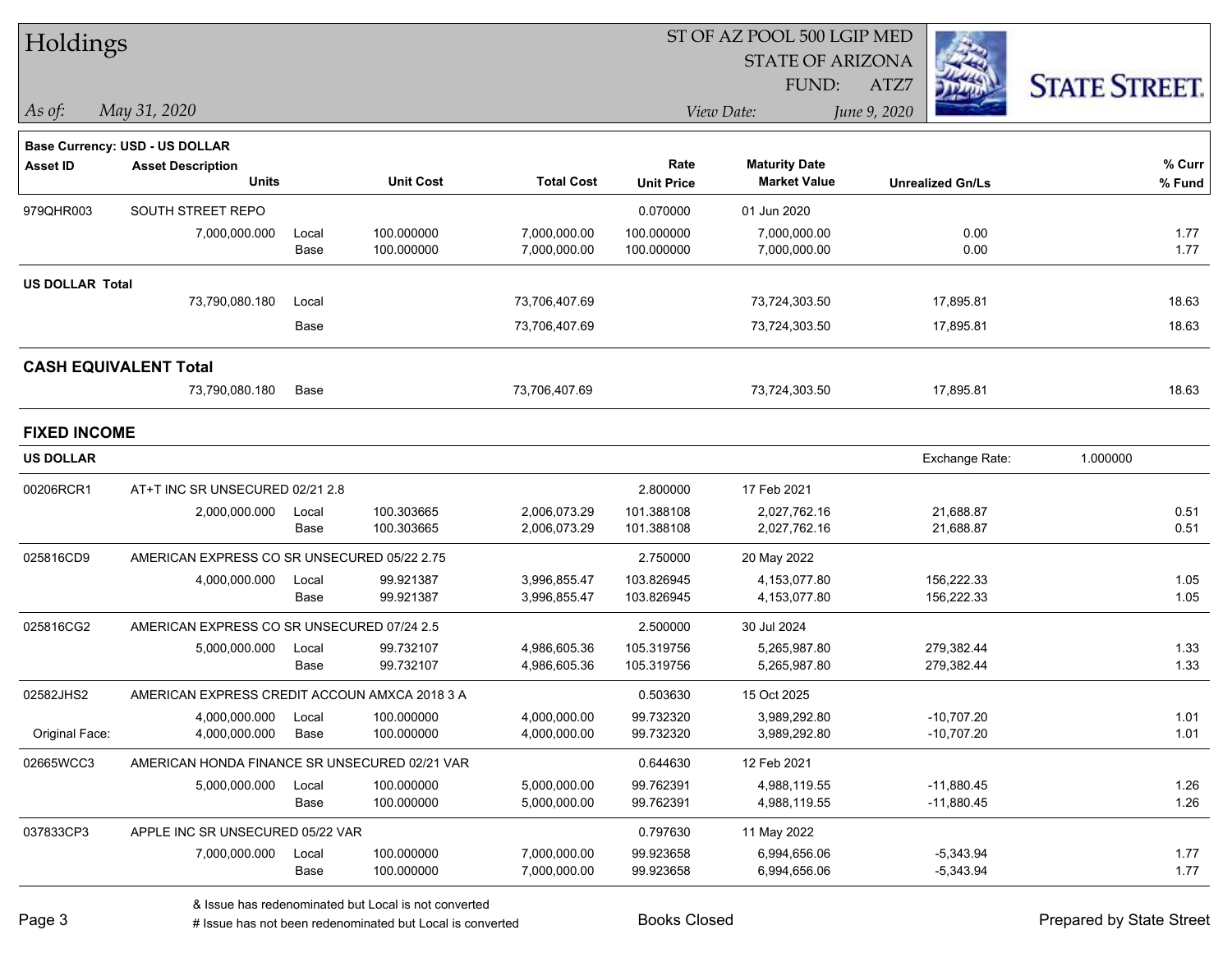## Holdings

ST OF AZ POOL 500 LGIP MED
STATE OF ARIZONA
FUND: ATZ7

*As of:* *May 31, 2020*
*View Date:* *June 9, 2020*

**Base Currency: USD - US DOLLAR**

| Asset ID | Asset Description / Units | | Unit Cost | Total Cost | Rate / Unit Price | Maturity Date / Market Value | Unrealized Gn/Ls | % Curr / % Fund |
|---|---|---|---|---|---|---|---|---|
| 979QHR003 | SOUTH STREET REPO | | | | 0.070000 | 01 Jun 2020 | | |
| | 7,000,000.000 | Local | 100.000000 | 7,000,000.00 | 100.000000 | 7,000,000.00 | 0.00 | 1.77 |
| | | Base | 100.000000 | 7,000,000.00 | 100.000000 | 7,000,000.00 | 0.00 | 1.77 |
| **US DOLLAR Total** | | | | | | | | |
| | 73,790,080.180 | Local | | 73,706,407.69 | | 73,724,303.50 | 17,895.81 | 18.63 |
| | | Base | | 73,706,407.69 | | 73,724,303.50 | 17,895.81 | 18.63 |
| **CASH EQUIVALENT Total** | | | | | | | | |
| | 73,790,080.180 | Base | | 73,706,407.69 | | 73,724,303.50 | 17,895.81 | 18.63 |

**FIXED INCOME**

**US DOLLAR** — Exchange Rate: 1.000000

| Asset ID | Asset Description / Units | | Unit Cost | Total Cost | Rate / Unit Price | Maturity Date / Market Value | Unrealized Gn/Ls | % Curr / % Fund |
|---|---|---|---|---|---|---|---|---|
| 00206RCR1 | AT+T INC SR UNSECURED 02/21 2.8 | | | | 2.800000 | 17 Feb 2021 | | |
| | 2,000,000.000 | Local | 100.303665 | 2,006,073.29 | 101.388108 | 2,027,762.16 | 21,688.87 | 0.51 |
| | | Base | 100.303665 | 2,006,073.29 | 101.388108 | 2,027,762.16 | 21,688.87 | 0.51 |
| 025816CD9 | AMERICAN EXPRESS CO SR UNSECURED 05/22 2.75 | | | | 2.750000 | 20 May 2022 | | |
| | 4,000,000.000 | Local | 99.921387 | 3,996,855.47 | 103.826945 | 4,153,077.80 | 156,222.33 | 1.05 |
| | | Base | 99.921387 | 3,996,855.47 | 103.826945 | 4,153,077.80 | 156,222.33 | 1.05 |
| 025816CG2 | AMERICAN EXPRESS CO SR UNSECURED 07/24 2.5 | | | | 2.500000 | 30 Jul 2024 | | |
| | 5,000,000.000 | Local | 99.732107 | 4,986,605.36 | 105.319756 | 5,265,987.80 | 279,382.44 | 1.33 |
| | | Base | 99.732107 | 4,986,605.36 | 105.319756 | 5,265,987.80 | 279,382.44 | 1.33 |
| 02582JHS2 | AMERICAN EXPRESS CREDIT ACCOUN AMXCA 2018 3 A | | | | 0.503630 | 15 Oct 2025 | | |
| | 4,000,000.000 | Local | 100.000000 | 4,000,000.00 | 99.732320 | 3,989,292.80 | -10,707.20 | 1.01 |
| Original Face: | 4,000,000.000 | Base | 100.000000 | 4,000,000.00 | 99.732320 | 3,989,292.80 | -10,707.20 | 1.01 |
| 02665WCC3 | AMERICAN HONDA FINANCE SR UNSECURED 02/21 VAR | | | | 0.644630 | 12 Feb 2021 | | |
| | 5,000,000.000 | Local | 100.000000 | 5,000,000.00 | 99.762391 | 4,988,119.55 | -11,880.45 | 1.26 |
| | | Base | 100.000000 | 5,000,000.00 | 99.762391 | 4,988,119.55 | -11,880.45 | 1.26 |
| 037833CP3 | APPLE INC SR UNSECURED 05/22 VAR | | | | 0.797630 | 11 May 2022 | | |
| | 7,000,000.000 | Local | 100.000000 | 7,000,000.00 | 99.923658 | 6,994,656.06 | -5,343.94 | 1.77 |
| | | Base | 100.000000 | 7,000,000.00 | 99.923658 | 6,994,656.06 | -5,343.94 | 1.77 |

& Issue has redenominated but Local is not converted
# Issue has not been redenominated but Local is converted

Books Closed

Prepared by State Street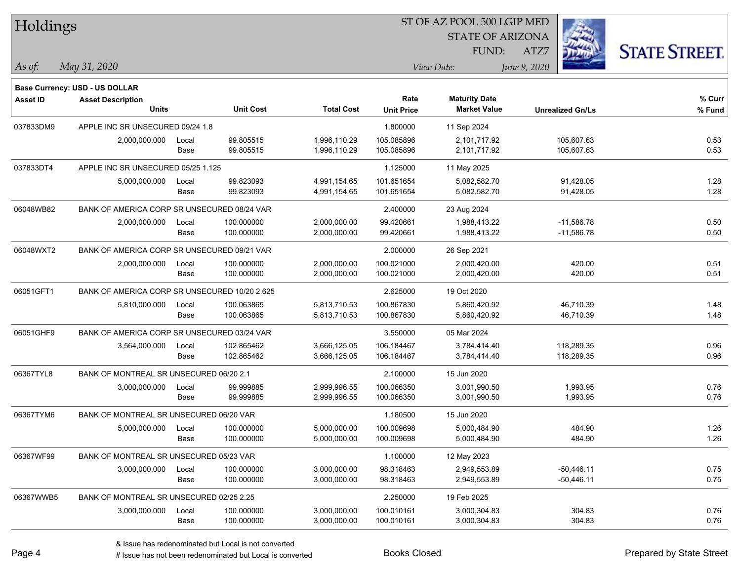# Holdings

ST OF AZ POOL 500 LGIP MED
STATE OF ARIZONA
FUND: ATZ7

*As of:* *May 31, 2020*

*View Date:* *June 9, 2020*

**Base Currency: USD - US DOLLAR**

| Asset ID | Asset Description / Units | | Unit Cost | Total Cost | Rate / Unit Price | Maturity Date / Market Value | Unrealized Gn/Ls | % Curr / % Fund |
|---|---|---|---|---|---|---|---|---|
| 037833DM9 | APPLE INC SR UNSECURED 09/24 1.8 | | | | 1.800000 | 11 Sep 2024 | | |
| | 2,000,000.000 | Local | 99.805515 | 1,996,110.29 | 105.085896 | 2,101,717.92 | 105,607.63 | 0.53 |
| | | Base | 99.805515 | 1,996,110.29 | 105.085896 | 2,101,717.92 | 105,607.63 | 0.53 |
| 037833DT4 | APPLE INC SR UNSECURED 05/25 1.125 | | | | 1.125000 | 11 May 2025 | | |
| | 5,000,000.000 | Local | 99.823093 | 4,991,154.65 | 101.651654 | 5,082,582.70 | 91,428.05 | 1.28 |
| | | Base | 99.823093 | 4,991,154.65 | 101.651654 | 5,082,582.70 | 91,428.05 | 1.28 |
| 06048WB82 | BANK OF AMERICA CORP SR UNSECURED 08/24 VAR | | | | 2.400000 | 23 Aug 2024 | | |
| | 2,000,000.000 | Local | 100.000000 | 2,000,000.00 | 99.420661 | 1,988,413.22 | -11,586.78 | 0.50 |
| | | Base | 100.000000 | 2,000,000.00 | 99.420661 | 1,988,413.22 | -11,586.78 | 0.50 |
| 06048WXT2 | BANK OF AMERICA CORP SR UNSECURED 09/21 VAR | | | | 2.000000 | 26 Sep 2021 | | |
| | 2,000,000.000 | Local | 100.000000 | 2,000,000.00 | 100.021000 | 2,000,420.00 | 420.00 | 0.51 |
| | | Base | 100.000000 | 2,000,000.00 | 100.021000 | 2,000,420.00 | 420.00 | 0.51 |
| 06051GFT1 | BANK OF AMERICA CORP SR UNSECURED 10/20 2.625 | | | | 2.625000 | 19 Oct 2020 | | |
| | 5,810,000.000 | Local | 100.063865 | 5,813,710.53 | 100.867830 | 5,860,420.92 | 46,710.39 | 1.48 |
| | | Base | 100.063865 | 5,813,710.53 | 100.867830 | 5,860,420.92 | 46,710.39 | 1.48 |
| 06051GHF9 | BANK OF AMERICA CORP SR UNSECURED 03/24 VAR | | | | 3.550000 | 05 Mar 2024 | | |
| | 3,564,000.000 | Local | 102.865462 | 3,666,125.05 | 106.184467 | 3,784,414.40 | 118,289.35 | 0.96 |
| | | Base | 102.865462 | 3,666,125.05 | 106.184467 | 3,784,414.40 | 118,289.35 | 0.96 |
| 06367TYL8 | BANK OF MONTREAL SR UNSECURED 06/20 2.1 | | | | 2.100000 | 15 Jun 2020 | | |
| | 3,000,000.000 | Local | 99.999885 | 2,999,996.55 | 100.066350 | 3,001,990.50 | 1,993.95 | 0.76 |
| | | Base | 99.999885 | 2,999,996.55 | 100.066350 | 3,001,990.50 | 1,993.95 | 0.76 |
| 06367TYM6 | BANK OF MONTREAL SR UNSECURED 06/20 VAR | | | | 1.180500 | 15 Jun 2020 | | |
| | 5,000,000.000 | Local | 100.000000 | 5,000,000.00 | 100.009698 | 5,000,484.90 | 484.90 | 1.26 |
| | | Base | 100.000000 | 5,000,000.00 | 100.009698 | 5,000,484.90 | 484.90 | 1.26 |
| 06367WF99 | BANK OF MONTREAL SR UNSECURED 05/23 VAR | | | | 1.100000 | 12 May 2023 | | |
| | 3,000,000.000 | Local | 100.000000 | 3,000,000.00 | 98.318463 | 2,949,553.89 | -50,446.11 | 0.75 |
| | | Base | 100.000000 | 3,000,000.00 | 98.318463 | 2,949,553.89 | -50,446.11 | 0.75 |
| 06367WWB5 | BANK OF MONTREAL SR UNSECURED 02/25 2.25 | | | | 2.250000 | 19 Feb 2025 | | |
| | 3,000,000.000 | Local | 100.000000 | 3,000,000.00 | 100.010161 | 3,000,304.83 | 304.83 | 0.76 |
| | | Base | 100.000000 | 3,000,000.00 | 100.010161 | 3,000,304.83 | 304.83 | 0.76 |

& Issue has redenominated but Local is not converted
# Issue has not been redenominated but Local is converted

Books Closed

Prepared by State Street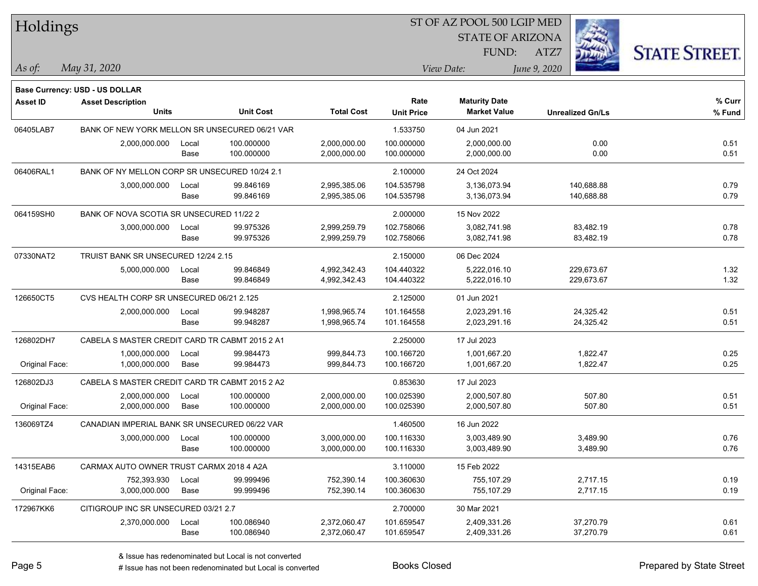# Holdings

ST OF AZ POOL 500 LGIP MED
STATE OF ARIZONA
FUND: ATZ7

*As of:* *May 31, 2020*

*View Date:* *June 9, 2020*

**Base Currency: USD - US DOLLAR**

| Asset ID | Asset Description / Units | | Unit Cost | Total Cost | Rate / Unit Price | Maturity Date / Market Value | Unrealized Gn/Ls | % Curr / % Fund |
|---|---|---|---|---|---|---|---|---|
| 06405LAB7 | BANK OF NEW YORK MELLON SR UNSECURED 06/21 VAR | | | | 1.533750 | 04 Jun 2021 | | |
| | 2,000,000.000 | Local | 100.000000 | 2,000,000.00 | 100.000000 | 2,000,000.00 | 0.00 | 0.51 |
| | | Base | 100.000000 | 2,000,000.00 | 100.000000 | 2,000,000.00 | 0.00 | 0.51 |
| 06406RAL1 | BANK OF NY MELLON CORP SR UNSECURED 10/24 2.1 | | | | 2.100000 | 24 Oct 2024 | | |
| | 3,000,000.000 | Local | 99.846169 | 2,995,385.06 | 104.535798 | 3,136,073.94 | 140,688.88 | 0.79 |
| | | Base | 99.846169 | 2,995,385.06 | 104.535798 | 3,136,073.94 | 140,688.88 | 0.79 |
| 064159SH0 | BANK OF NOVA SCOTIA SR UNSECURED 11/22 2 | | | | 2.000000 | 15 Nov 2022 | | |
| | 3,000,000.000 | Local | 99.975326 | 2,999,259.79 | 102.758066 | 3,082,741.98 | 83,482.19 | 0.78 |
| | | Base | 99.975326 | 2,999,259.79 | 102.758066 | 3,082,741.98 | 83,482.19 | 0.78 |
| 07330NAT2 | TRUIST BANK SR UNSECURED 12/24 2.15 | | | | 2.150000 | 06 Dec 2024 | | |
| | 5,000,000.000 | Local | 99.846849 | 4,992,342.43 | 104.440322 | 5,222,016.10 | 229,673.67 | 1.32 |
| | | Base | 99.846849 | 4,992,342.43 | 104.440322 | 5,222,016.10 | 229,673.67 | 1.32 |
| 126650CT5 | CVS HEALTH CORP SR UNSECURED 06/21 2.125 | | | | 2.125000 | 01 Jun 2021 | | |
| | 2,000,000.000 | Local | 99.948287 | 1,998,965.74 | 101.164558 | 2,023,291.16 | 24,325.42 | 0.51 |
| | | Base | 99.948287 | 1,998,965.74 | 101.164558 | 2,023,291.16 | 24,325.42 | 0.51 |
| 126802DH7 | CABELA S MASTER CREDIT CARD TR CABMT 2015 2 A1 | | | | 2.250000 | 17 Jul 2023 | | |
| | 1,000,000.000 | Local | 99.984473 | 999,844.73 | 100.166720 | 1,001,667.20 | 1,822.47 | 0.25 |
| Original Face: | 1,000,000.000 | Base | 99.984473 | 999,844.73 | 100.166720 | 1,001,667.20 | 1,822.47 | 0.25 |
| 126802DJ3 | CABELA S MASTER CREDIT CARD TR CABMT 2015 2 A2 | | | | 0.853630 | 17 Jul 2023 | | |
| | 2,000,000.000 | Local | 100.000000 | 2,000,000.00 | 100.025390 | 2,000,507.80 | 507.80 | 0.51 |
| Original Face: | 2,000,000.000 | Base | 100.000000 | 2,000,000.00 | 100.025390 | 2,000,507.80 | 507.80 | 0.51 |
| 136069TZ4 | CANADIAN IMPERIAL BANK SR UNSECURED 06/22 VAR | | | | 1.460500 | 16 Jun 2022 | | |
| | 3,000,000.000 | Local | 100.000000 | 3,000,000.00 | 100.116330 | 3,003,489.90 | 3,489.90 | 0.76 |
| | | Base | 100.000000 | 3,000,000.00 | 100.116330 | 3,003,489.90 | 3,489.90 | 0.76 |
| 14315EAB6 | CARMAX AUTO OWNER TRUST CARMX 2018 4 A2A | | | | 3.110000 | 15 Feb 2022 | | |
| | 752,393.930 | Local | 99.999496 | 752,390.14 | 100.360630 | 755,107.29 | 2,717.15 | 0.19 |
| Original Face: | 3,000,000.000 | Base | 99.999496 | 752,390.14 | 100.360630 | 755,107.29 | 2,717.15 | 0.19 |
| 172967KK6 | CITIGROUP INC SR UNSECURED 03/21 2.7 | | | | 2.700000 | 30 Mar 2021 | | |
| | 2,370,000.000 | Local | 100.086940 | 2,372,060.47 | 101.659547 | 2,409,331.26 | 37,270.79 | 0.61 |
| | | Base | 100.086940 | 2,372,060.47 | 101.659547 | 2,409,331.26 | 37,270.79 | 0.61 |

& Issue has redenominated but Local is not converted
# Issue has not been redenominated but Local is converted

Books Closed

Prepared by State Street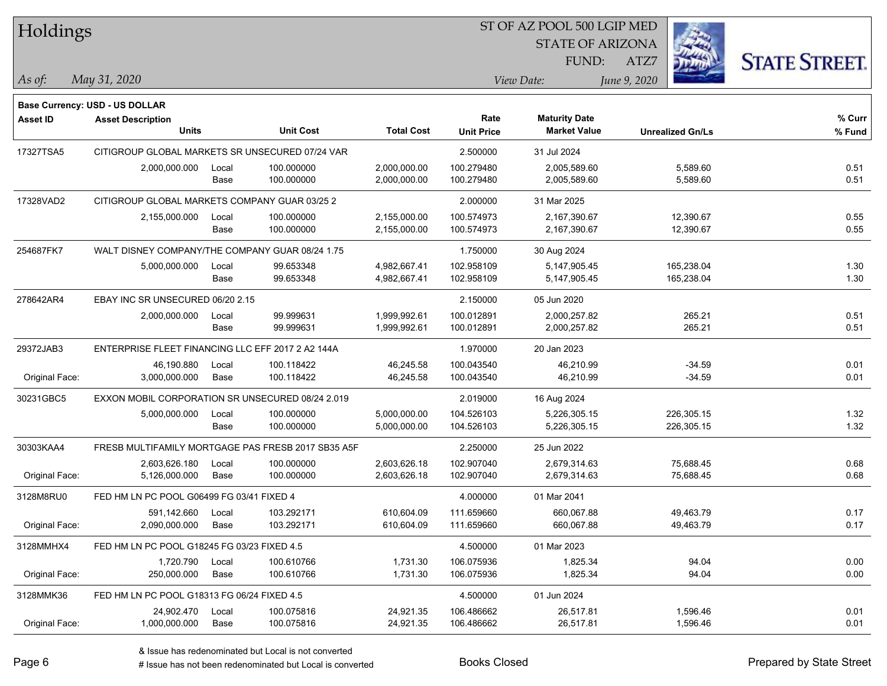# Holdings

ST OF AZ POOL 500 LGIP MED
STATE OF ARIZONA
FUND: ATZ7

*As of:* *May 31, 2020*

*View Date:* *June 9, 2020*

**Base Currency: USD - US DOLLAR**

| Asset ID | Asset Description / Units | | Unit Cost | Total Cost | Rate / Unit Price | Maturity Date / Market Value | Unrealized Gn/Ls | % Curr / % Fund |
|---|---|---|---|---|---|---|---|---|
| 17327TSA5 | CITIGROUP GLOBAL MARKETS SR UNSECURED 07/24 VAR | | | | 2.500000 | 31 Jul 2024 | | |
| | 2,000,000.000 | Local | 100.000000 | 2,000,000.00 | 100.279480 | 2,005,589.60 | 5,589.60 | 0.51 |
| | | Base | 100.000000 | 2,000,000.00 | 100.279480 | 2,005,589.60 | 5,589.60 | 0.51 |
| 17328VAD2 | CITIGROUP GLOBAL MARKETS COMPANY GUAR 03/25 2 | | | | 2.000000 | 31 Mar 2025 | | |
| | 2,155,000.000 | Local | 100.000000 | 2,155,000.00 | 100.574973 | 2,167,390.67 | 12,390.67 | 0.55 |
| | | Base | 100.000000 | 2,155,000.00 | 100.574973 | 2,167,390.67 | 12,390.67 | 0.55 |
| 254687FK7 | WALT DISNEY COMPANY/THE COMPANY GUAR 08/24 1.75 | | | | 1.750000 | 30 Aug 2024 | | |
| | 5,000,000.000 | Local | 99.653348 | 4,982,667.41 | 102.958109 | 5,147,905.45 | 165,238.04 | 1.30 |
| | | Base | 99.653348 | 4,982,667.41 | 102.958109 | 5,147,905.45 | 165,238.04 | 1.30 |
| 278642AR4 | EBAY INC SR UNSECURED 06/20 2.15 | | | | 2.150000 | 05 Jun 2020 | | |
| | 2,000,000.000 | Local | 99.999631 | 1,999,992.61 | 100.012891 | 2,000,257.82 | 265.21 | 0.51 |
| | | Base | 99.999631 | 1,999,992.61 | 100.012891 | 2,000,257.82 | 265.21 | 0.51 |
| 29372JAB3 | ENTERPRISE FLEET FINANCING LLC EFF 2017 2 A2 144A | | | | 1.970000 | 20 Jan 2023 | | |
| | 46,190.880 | Local | 100.118422 | 46,245.58 | 100.043540 | 46,210.99 | -34.59 | 0.01 |
| Original Face: | 3,000,000.000 | Base | 100.118422 | 46,245.58 | 100.043540 | 46,210.99 | -34.59 | 0.01 |
| 30231GBC5 | EXXON MOBIL CORPORATION SR UNSECURED 08/24 2.019 | | | | 2.019000 | 16 Aug 2024 | | |
| | 5,000,000.000 | Local | 100.000000 | 5,000,000.00 | 104.526103 | 5,226,305.15 | 226,305.15 | 1.32 |
| | | Base | 100.000000 | 5,000,000.00 | 104.526103 | 5,226,305.15 | 226,305.15 | 1.32 |
| 30303KAA4 | FRESB MULTIFAMILY MORTGAGE PAS FRESB 2017 SB35 A5F | | | | 2.250000 | 25 Jun 2022 | | |
| | 2,603,626.180 | Local | 100.000000 | 2,603,626.18 | 102.907040 | 2,679,314.63 | 75,688.45 | 0.68 |
| Original Face: | 5,126,000.000 | Base | 100.000000 | 2,603,626.18 | 102.907040 | 2,679,314.63 | 75,688.45 | 0.68 |
| 3128M8RU0 | FED HM LN PC POOL G06499 FG 03/41 FIXED 4 | | | | 4.000000 | 01 Mar 2041 | | |
| | 591,142.660 | Local | 103.292171 | 610,604.09 | 111.659660 | 660,067.88 | 49,463.79 | 0.17 |
| Original Face: | 2,090,000.000 | Base | 103.292171 | 610,604.09 | 111.659660 | 660,067.88 | 49,463.79 | 0.17 |
| 3128MMHX4 | FED HM LN PC POOL G18245 FG 03/23 FIXED 4.5 | | | | 4.500000 | 01 Mar 2023 | | |
| | 1,720.790 | Local | 100.610766 | 1,731.30 | 106.075936 | 1,825.34 | 94.04 | 0.00 |
| Original Face: | 250,000.000 | Base | 100.610766 | 1,731.30 | 106.075936 | 1,825.34 | 94.04 | 0.00 |
| 3128MMK36 | FED HM LN PC POOL G18313 FG 06/24 FIXED 4.5 | | | | 4.500000 | 01 Jun 2024 | | |
| | 24,902.470 | Local | 100.075816 | 24,921.35 | 106.486662 | 26,517.81 | 1,596.46 | 0.01 |
| Original Face: | 1,000,000.000 | Base | 100.075816 | 24,921.35 | 106.486662 | 26,517.81 | 1,596.46 | 0.01 |

& Issue has redenominated but Local is not converted
# Issue has not been redenominated but Local is converted

Books Closed

Prepared by State Street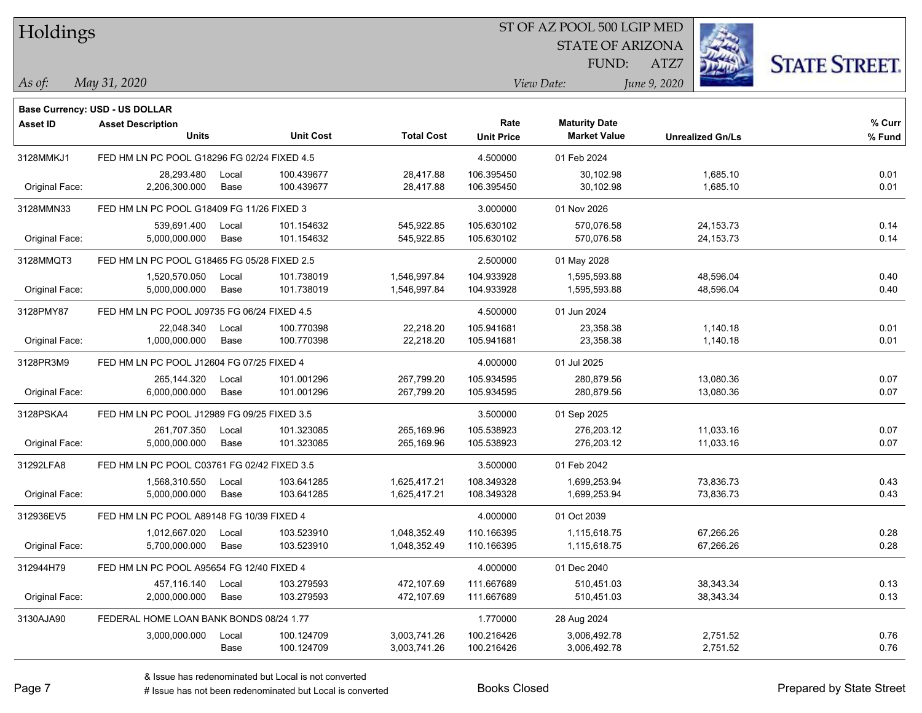# Holdings

ST OF AZ POOL 500 LGIP MED
STATE OF ARIZONA
FUND: ATZ7

*As of:* *May 31, 2020*

*View Date:* *June 9, 2020*

**Base Currency: USD - US DOLLAR**

| Asset ID | Asset Description / Units | | Unit Cost | Total Cost | Rate / Unit Price | Maturity Date / Market Value | Unrealized Gn/Ls | % Curr / % Fund |
|---|---|---|---|---|---|---|---|---|
| 3128MMKJ1 | FED HM LN PC POOL G18296 FG 02/24 FIXED 4.5 | | | | 4.500000 | 01 Feb 2024 | | |
| | 28,293.480 | Local | 100.439677 | 28,417.88 | 106.395450 | 30,102.98 | 1,685.10 | 0.01 |
| Original Face: | 2,206,300.000 | Base | 100.439677 | 28,417.88 | 106.395450 | 30,102.98 | 1,685.10 | 0.01 |
| 3128MMN33 | FED HM LN PC POOL G18409 FG 11/26 FIXED 3 | | | | 3.000000 | 01 Nov 2026 | | |
| | 539,691.400 | Local | 101.154632 | 545,922.85 | 105.630102 | 570,076.58 | 24,153.73 | 0.14 |
| Original Face: | 5,000,000.000 | Base | 101.154632 | 545,922.85 | 105.630102 | 570,076.58 | 24,153.73 | 0.14 |
| 3128MMQT3 | FED HM LN PC POOL G18465 FG 05/28 FIXED 2.5 | | | | 2.500000 | 01 May 2028 | | |
| | 1,520,570.050 | Local | 101.738019 | 1,546,997.84 | 104.933928 | 1,595,593.88 | 48,596.04 | 0.40 |
| Original Face: | 5,000,000.000 | Base | 101.738019 | 1,546,997.84 | 104.933928 | 1,595,593.88 | 48,596.04 | 0.40 |
| 3128PMY87 | FED HM LN PC POOL J09735 FG 06/24 FIXED 4.5 | | | | 4.500000 | 01 Jun 2024 | | |
| | 22,048.340 | Local | 100.770398 | 22,218.20 | 105.941681 | 23,358.38 | 1,140.18 | 0.01 |
| Original Face: | 1,000,000.000 | Base | 100.770398 | 22,218.20 | 105.941681 | 23,358.38 | 1,140.18 | 0.01 |
| 3128PR3M9 | FED HM LN PC POOL J12604 FG 07/25 FIXED 4 | | | | 4.000000 | 01 Jul 2025 | | |
| | 265,144.320 | Local | 101.001296 | 267,799.20 | 105.934595 | 280,879.56 | 13,080.36 | 0.07 |
| Original Face: | 6,000,000.000 | Base | 101.001296 | 267,799.20 | 105.934595 | 280,879.56 | 13,080.36 | 0.07 |
| 3128PSKA4 | FED HM LN PC POOL J12989 FG 09/25 FIXED 3.5 | | | | 3.500000 | 01 Sep 2025 | | |
| | 261,707.350 | Local | 101.323085 | 265,169.96 | 105.538923 | 276,203.12 | 11,033.16 | 0.07 |
| Original Face: | 5,000,000.000 | Base | 101.323085 | 265,169.96 | 105.538923 | 276,203.12 | 11,033.16 | 0.07 |
| 31292LFA8 | FED HM LN PC POOL C03761 FG 02/42 FIXED 3.5 | | | | 3.500000 | 01 Feb 2042 | | |
| | 1,568,310.550 | Local | 103.641285 | 1,625,417.21 | 108.349328 | 1,699,253.94 | 73,836.73 | 0.43 |
| Original Face: | 5,000,000.000 | Base | 103.641285 | 1,625,417.21 | 108.349328 | 1,699,253.94 | 73,836.73 | 0.43 |
| 312936EV5 | FED HM LN PC POOL A89148 FG 10/39 FIXED 4 | | | | 4.000000 | 01 Oct 2039 | | |
| | 1,012,667.020 | Local | 103.523910 | 1,048,352.49 | 110.166395 | 1,115,618.75 | 67,266.26 | 0.28 |
| Original Face: | 5,700,000.000 | Base | 103.523910 | 1,048,352.49 | 110.166395 | 1,115,618.75 | 67,266.26 | 0.28 |
| 312944H79 | FED HM LN PC POOL A95654 FG 12/40 FIXED 4 | | | | 4.000000 | 01 Dec 2040 | | |
| | 457,116.140 | Local | 103.279593 | 472,107.69 | 111.667689 | 510,451.03 | 38,343.34 | 0.13 |
| Original Face: | 2,000,000.000 | Base | 103.279593 | 472,107.69 | 111.667689 | 510,451.03 | 38,343.34 | 0.13 |
| 3130AJA90 | FEDERAL HOME LOAN BANK BONDS 08/24 1.77 | | | | 1.770000 | 28 Aug 2024 | | |
| | 3,000,000.000 | Local | 100.124709 | 3,003,741.26 | 100.216426 | 3,006,492.78 | 2,751.52 | 0.76 |
| | | Base | 100.124709 | 3,003,741.26 | 100.216426 | 3,006,492.78 | 2,751.52 | 0.76 |

& Issue has redenominated but Local is not converted
# Issue has not been redenominated but Local is converted

Books Closed

Prepared by State Street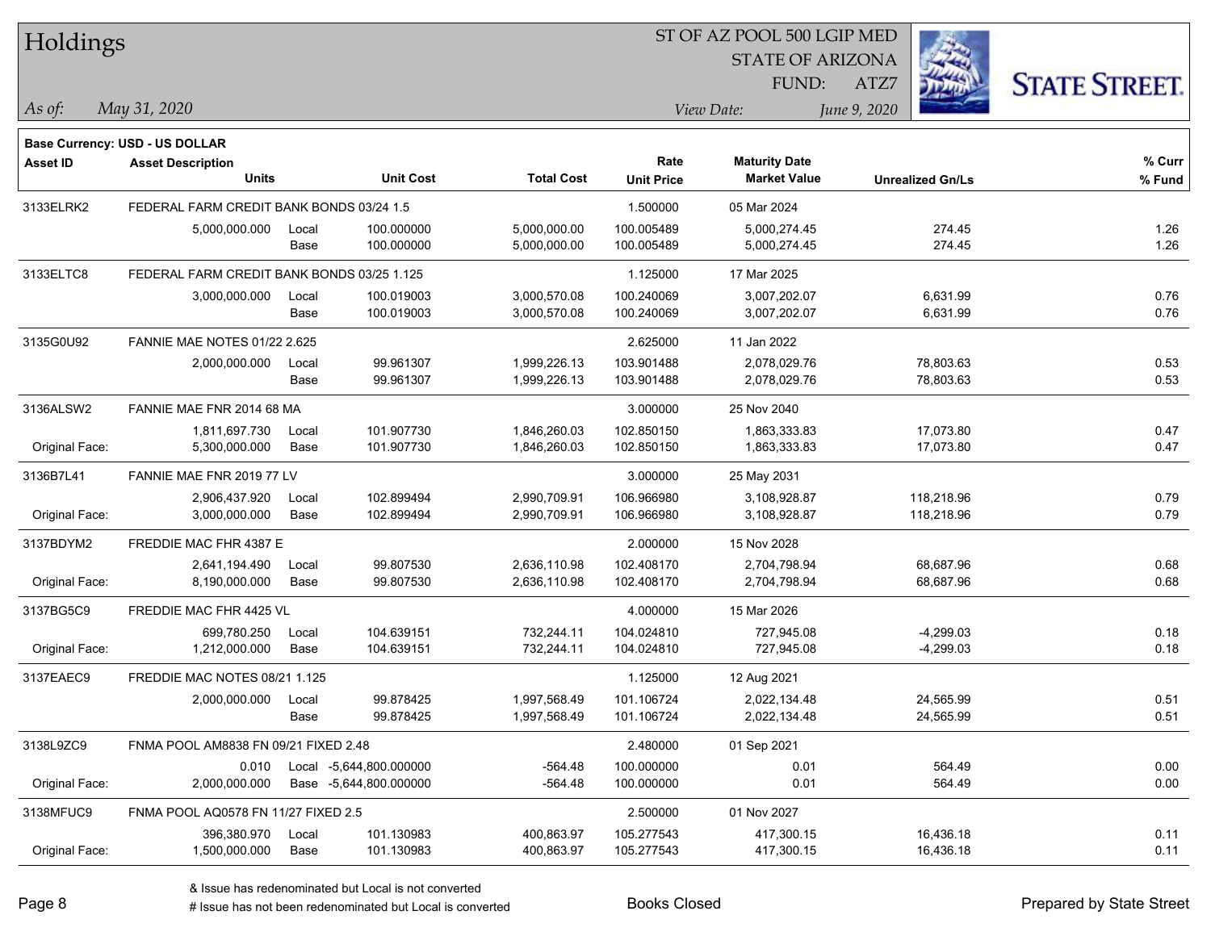# Holdings

ST OF AZ POOL 500 LGIP MED
STATE OF ARIZONA
FUND: ATZ7

*As of:* *May 31, 2020*
*View Date:* *June 9, 2020*

**Base Currency: USD - US DOLLAR**

| Asset ID | Asset Description / Units | | Unit Cost | Total Cost | Rate / Unit Price | Maturity Date / Market Value | Unrealized Gn/Ls | % Curr / % Fund |
|---|---|---|---|---|---|---|---|---|
| 3133ELRK2 | FEDERAL FARM CREDIT BANK BONDS 03/24 1.5 | | | | 1.500000 | 05 Mar 2024 | | |
| | 5,000,000.000 | Local | 100.000000 | 5,000,000.00 | 100.005489 | 5,000,274.45 | 274.45 | 1.26 |
| | | Base | 100.000000 | 5,000,000.00 | 100.005489 | 5,000,274.45 | 274.45 | 1.26 |
| 3133ELTC8 | FEDERAL FARM CREDIT BANK BONDS 03/25 1.125 | | | | 1.125000 | 17 Mar 2025 | | |
| | 3,000,000.000 | Local | 100.019003 | 3,000,570.08 | 100.240069 | 3,007,202.07 | 6,631.99 | 0.76 |
| | | Base | 100.019003 | 3,000,570.08 | 100.240069 | 3,007,202.07 | 6,631.99 | 0.76 |
| 3135G0U92 | FANNIE MAE NOTES 01/22 2.625 | | | | 2.625000 | 11 Jan 2022 | | |
| | 2,000,000.000 | Local | 99.961307 | 1,999,226.13 | 103.901488 | 2,078,029.76 | 78,803.63 | 0.53 |
| | | Base | 99.961307 | 1,999,226.13 | 103.901488 | 2,078,029.76 | 78,803.63 | 0.53 |
| 3136ALSW2 | FANNIE MAE FNR 2014 68 MA | | | | 3.000000 | 25 Nov 2040 | | |
| | 1,811,697.730 | Local | 101.907730 | 1,846,260.03 | 102.850150 | 1,863,333.83 | 17,073.80 | 0.47 |
| Original Face: | 5,300,000.000 | Base | 101.907730 | 1,846,260.03 | 102.850150 | 1,863,333.83 | 17,073.80 | 0.47 |
| 3136B7L41 | FANNIE MAE FNR 2019 77 LV | | | | 3.000000 | 25 May 2031 | | |
| | 2,906,437.920 | Local | 102.899494 | 2,990,709.91 | 106.966980 | 3,108,928.87 | 118,218.96 | 0.79 |
| Original Face: | 3,000,000.000 | Base | 102.899494 | 2,990,709.91 | 106.966980 | 3,108,928.87 | 118,218.96 | 0.79 |
| 3137BDYM2 | FREDDIE MAC FHR 4387 E | | | | 2.000000 | 15 Nov 2028 | | |
| | 2,641,194.490 | Local | 99.807530 | 2,636,110.98 | 102.408170 | 2,704,798.94 | 68,687.96 | 0.68 |
| Original Face: | 8,190,000.000 | Base | 99.807530 | 2,636,110.98 | 102.408170 | 2,704,798.94 | 68,687.96 | 0.68 |
| 3137BG5C9 | FREDDIE MAC FHR 4425 VL | | | | 4.000000 | 15 Mar 2026 | | |
| | 699,780.250 | Local | 104.639151 | 732,244.11 | 104.024810 | 727,945.08 | -4,299.03 | 0.18 |
| Original Face: | 1,212,000.000 | Base | 104.639151 | 732,244.11 | 104.024810 | 727,945.08 | -4,299.03 | 0.18 |
| 3137EAEC9 | FREDDIE MAC NOTES 08/21 1.125 | | | | 1.125000 | 12 Aug 2021 | | |
| | 2,000,000.000 | Local | 99.878425 | 1,997,568.49 | 101.106724 | 2,022,134.48 | 24,565.99 | 0.51 |
| | | Base | 99.878425 | 1,997,568.49 | 101.106724 | 2,022,134.48 | 24,565.99 | 0.51 |
| 3138L9ZC9 | FNMA POOL AM8838 FN 09/21 FIXED 2.48 | | | | 2.480000 | 01 Sep 2021 | | |
| | 0.010 | Local | -5,644,800.000000 | -564.48 | 100.000000 | 0.01 | 564.49 | 0.00 |
| Original Face: | 2,000,000.000 | Base | -5,644,800.000000 | -564.48 | 100.000000 | 0.01 | 564.49 | 0.00 |
| 3138MFUC9 | FNMA POOL AQ0578 FN 11/27 FIXED 2.5 | | | | 2.500000 | 01 Nov 2027 | | |
| | 396,380.970 | Local | 101.130983 | 400,863.97 | 105.277543 | 417,300.15 | 16,436.18 | 0.11 |
| Original Face: | 1,500,000.000 | Base | 101.130983 | 400,863.97 | 105.277543 | 417,300.15 | 16,436.18 | 0.11 |

& Issue has redenominated but Local is not converted
# Issue has not been redenominated but Local is converted

Books Closed

Prepared by State Street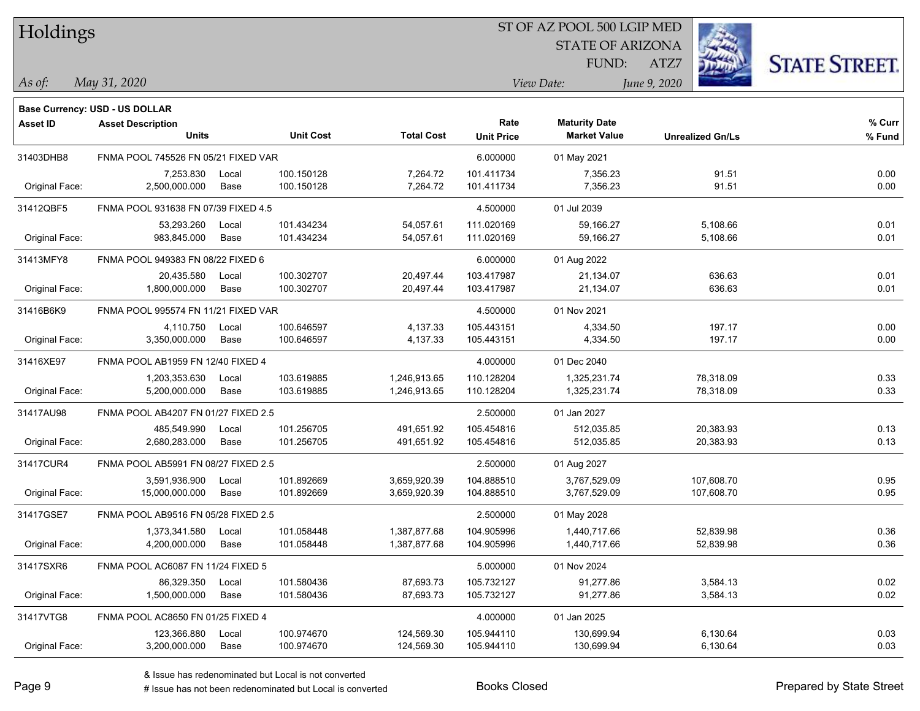# Holdings

ST OF AZ POOL 500 LGIP MED
STATE OF ARIZONA
FUND: ATZ7

*As of:* *May 31, 2020*

*View Date:* *June 9, 2020*

**Base Currency: USD - US DOLLAR**

| Asset ID | Asset Description / Units | | Unit Cost | Total Cost | Rate / Unit Price | Maturity Date / Market Value | Unrealized Gn/Ls | % Curr / % Fund |
|---|---|---|---|---|---|---|---|---|
| 31403DHB8 | FNMA POOL 745526 FN 05/21 FIXED VAR | | | | 6.000000 | 01 May 2021 | | |
| | 7,253.830 | Local | 100.150128 | 7,264.72 | 101.411734 | 7,356.23 | 91.51 | 0.00 |
| Original Face: | 2,500,000.000 | Base | 100.150128 | 7,264.72 | 101.411734 | 7,356.23 | 91.51 | 0.00 |
| 31412QBF5 | FNMA POOL 931638 FN 07/39 FIXED 4.5 | | | | 4.500000 | 01 Jul 2039 | | |
| | 53,293.260 | Local | 101.434234 | 54,057.61 | 111.020169 | 59,166.27 | 5,108.66 | 0.01 |
| Original Face: | 983,845.000 | Base | 101.434234 | 54,057.61 | 111.020169 | 59,166.27 | 5,108.66 | 0.01 |
| 31413MFY8 | FNMA POOL 949383 FN 08/22 FIXED 6 | | | | 6.000000 | 01 Aug 2022 | | |
| | 20,435.580 | Local | 100.302707 | 20,497.44 | 103.417987 | 21,134.07 | 636.63 | 0.01 |
| Original Face: | 1,800,000.000 | Base | 100.302707 | 20,497.44 | 103.417987 | 21,134.07 | 636.63 | 0.01 |
| 31416B6K9 | FNMA POOL 995574 FN 11/21 FIXED VAR | | | | 4.500000 | 01 Nov 2021 | | |
| | 4,110.750 | Local | 100.646597 | 4,137.33 | 105.443151 | 4,334.50 | 197.17 | 0.00 |
| Original Face: | 3,350,000.000 | Base | 100.646597 | 4,137.33 | 105.443151 | 4,334.50 | 197.17 | 0.00 |
| 31416XE97 | FNMA POOL AB1959 FN 12/40 FIXED 4 | | | | 4.000000 | 01 Dec 2040 | | |
| | 1,203,353.630 | Local | 103.619885 | 1,246,913.65 | 110.128204 | 1,325,231.74 | 78,318.09 | 0.33 |
| Original Face: | 5,200,000.000 | Base | 103.619885 | 1,246,913.65 | 110.128204 | 1,325,231.74 | 78,318.09 | 0.33 |
| 31417AU98 | FNMA POOL AB4207 FN 01/27 FIXED 2.5 | | | | 2.500000 | 01 Jan 2027 | | |
| | 485,549.990 | Local | 101.256705 | 491,651.92 | 105.454816 | 512,035.85 | 20,383.93 | 0.13 |
| Original Face: | 2,680,283.000 | Base | 101.256705 | 491,651.92 | 105.454816 | 512,035.85 | 20,383.93 | 0.13 |
| 31417CUR4 | FNMA POOL AB5991 FN 08/27 FIXED 2.5 | | | | 2.500000 | 01 Aug 2027 | | |
| | 3,591,936.900 | Local | 101.892669 | 3,659,920.39 | 104.888510 | 3,767,529.09 | 107,608.70 | 0.95 |
| Original Face: | 15,000,000.000 | Base | 101.892669 | 3,659,920.39 | 104.888510 | 3,767,529.09 | 107,608.70 | 0.95 |
| 31417GSE7 | FNMA POOL AB9516 FN 05/28 FIXED 2.5 | | | | 2.500000 | 01 May 2028 | | |
| | 1,373,341.580 | Local | 101.058448 | 1,387,877.68 | 104.905996 | 1,440,717.66 | 52,839.98 | 0.36 |
| Original Face: | 4,200,000.000 | Base | 101.058448 | 1,387,877.68 | 104.905996 | 1,440,717.66 | 52,839.98 | 0.36 |
| 31417SXR6 | FNMA POOL AC6087 FN 11/24 FIXED 5 | | | | 5.000000 | 01 Nov 2024 | | |
| | 86,329.350 | Local | 101.580436 | 87,693.73 | 105.732127 | 91,277.86 | 3,584.13 | 0.02 |
| Original Face: | 1,500,000.000 | Base | 101.580436 | 87,693.73 | 105.732127 | 91,277.86 | 3,584.13 | 0.02 |
| 31417VTG8 | FNMA POOL AC8650 FN 01/25 FIXED 4 | | | | 4.000000 | 01 Jan 2025 | | |
| | 123,366.880 | Local | 100.974670 | 124,569.30 | 105.944110 | 130,699.94 | 6,130.64 | 0.03 |
| Original Face: | 3,200,000.000 | Base | 100.974670 | 124,569.30 | 105.944110 | 130,699.94 | 6,130.64 | 0.03 |

& Issue has redenominated but Local is not converted
# Issue has not been redenominated but Local is converted

Books Closed

Prepared by State Street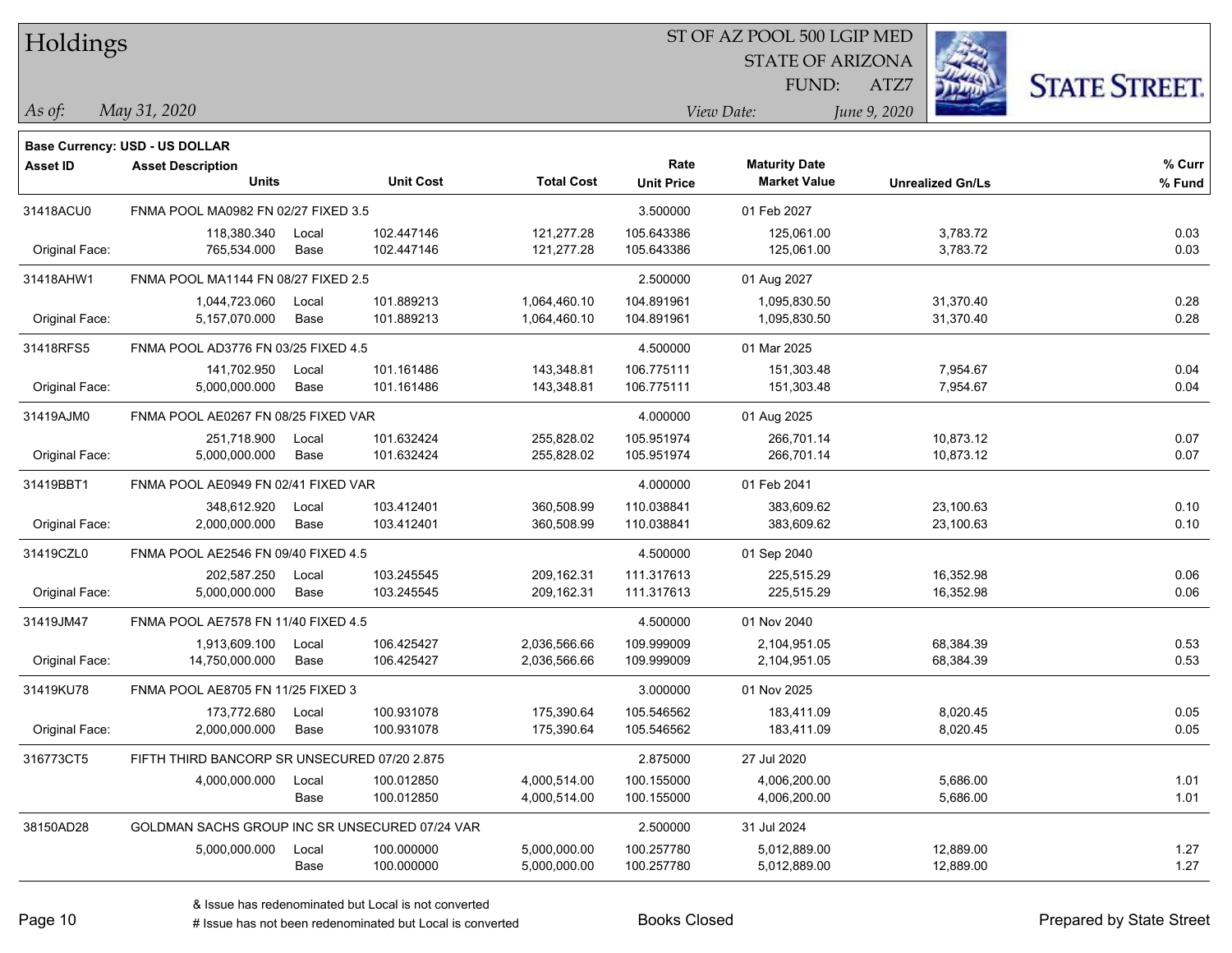# Holdings

ST OF AZ POOL 500 LGIP MED
STATE OF ARIZONA
FUND: ATZ7

*As of:* *May 31, 2020*

*View Date:* *June 9, 2020*

**Base Currency: USD - US DOLLAR**

| Asset ID | Asset Description / Units | | Unit Cost | Total Cost | Rate / Unit Price | Maturity Date / Market Value | Unrealized Gn/Ls | % Curr / % Fund |
|---|---|---|---|---|---|---|---|---|
| 31418ACU0 | FNMA POOL MA0982 FN 02/27 FIXED 3.5 | | | | 3.500000 | 01 Feb 2027 | | |
| | 118,380.340 | Local | 102.447146 | 121,277.28 | 105.643386 | 125,061.00 | 3,783.72 | 0.03 |
| Original Face: | 765,534.000 | Base | 102.447146 | 121,277.28 | 105.643386 | 125,061.00 | 3,783.72 | 0.03 |
| 31418AHW1 | FNMA POOL MA1144 FN 08/27 FIXED 2.5 | | | | 2.500000 | 01 Aug 2027 | | |
| | 1,044,723.060 | Local | 101.889213 | 1,064,460.10 | 104.891961 | 1,095,830.50 | 31,370.40 | 0.28 |
| Original Face: | 5,157,070.000 | Base | 101.889213 | 1,064,460.10 | 104.891961 | 1,095,830.50 | 31,370.40 | 0.28 |
| 31418RFS5 | FNMA POOL AD3776 FN 03/25 FIXED 4.5 | | | | 4.500000 | 01 Mar 2025 | | |
| | 141,702.950 | Local | 101.161486 | 143,348.81 | 106.775111 | 151,303.48 | 7,954.67 | 0.04 |
| Original Face: | 5,000,000.000 | Base | 101.161486 | 143,348.81 | 106.775111 | 151,303.48 | 7,954.67 | 0.04 |
| 31419AJM0 | FNMA POOL AE0267 FN 08/25 FIXED VAR | | | | 4.000000 | 01 Aug 2025 | | |
| | 251,718.900 | Local | 101.632424 | 255,828.02 | 105.951974 | 266,701.14 | 10,873.12 | 0.07 |
| Original Face: | 5,000,000.000 | Base | 101.632424 | 255,828.02 | 105.951974 | 266,701.14 | 10,873.12 | 0.07 |
| 31419BBT1 | FNMA POOL AE0949 FN 02/41 FIXED VAR | | | | 4.000000 | 01 Feb 2041 | | |
| | 348,612.920 | Local | 103.412401 | 360,508.99 | 110.038841 | 383,609.62 | 23,100.63 | 0.10 |
| Original Face: | 2,000,000.000 | Base | 103.412401 | 360,508.99 | 110.038841 | 383,609.62 | 23,100.63 | 0.10 |
| 31419CZL0 | FNMA POOL AE2546 FN 09/40 FIXED 4.5 | | | | 4.500000 | 01 Sep 2040 | | |
| | 202,587.250 | Local | 103.245545 | 209,162.31 | 111.317613 | 225,515.29 | 16,352.98 | 0.06 |
| Original Face: | 5,000,000.000 | Base | 103.245545 | 209,162.31 | 111.317613 | 225,515.29 | 16,352.98 | 0.06 |
| 31419JM47 | FNMA POOL AE7578 FN 11/40 FIXED 4.5 | | | | 4.500000 | 01 Nov 2040 | | |
| | 1,913,609.100 | Local | 106.425427 | 2,036,566.66 | 109.999009 | 2,104,951.05 | 68,384.39 | 0.53 |
| Original Face: | 14,750,000.000 | Base | 106.425427 | 2,036,566.66 | 109.999009 | 2,104,951.05 | 68,384.39 | 0.53 |
| 31419KU78 | FNMA POOL AE8705 FN 11/25 FIXED 3 | | | | 3.000000 | 01 Nov 2025 | | |
| | 173,772.680 | Local | 100.931078 | 175,390.64 | 105.546562 | 183,411.09 | 8,020.45 | 0.05 |
| Original Face: | 2,000,000.000 | Base | 100.931078 | 175,390.64 | 105.546562 | 183,411.09 | 8,020.45 | 0.05 |
| 316773CT5 | FIFTH THIRD BANCORP SR UNSECURED 07/20 2.875 | | | | 2.875000 | 27 Jul 2020 | | |
| | 4,000,000.000 | Local | 100.012850 | 4,000,514.00 | 100.155000 | 4,006,200.00 | 5,686.00 | 1.01 |
| | | Base | 100.012850 | 4,000,514.00 | 100.155000 | 4,006,200.00 | 5,686.00 | 1.01 |
| 38150AD28 | GOLDMAN SACHS GROUP INC SR UNSECURED 07/24 VAR | | | | 2.500000 | 31 Jul 2024 | | |
| | 5,000,000.000 | Local | 100.000000 | 5,000,000.00 | 100.257780 | 5,012,889.00 | 12,889.00 | 1.27 |
| | | Base | 100.000000 | 5,000,000.00 | 100.257780 | 5,012,889.00 | 12,889.00 | 1.27 |

& Issue has redenominated but Local is not converted
# Issue has not been redenominated but Local is converted

Books Closed

Prepared by State Street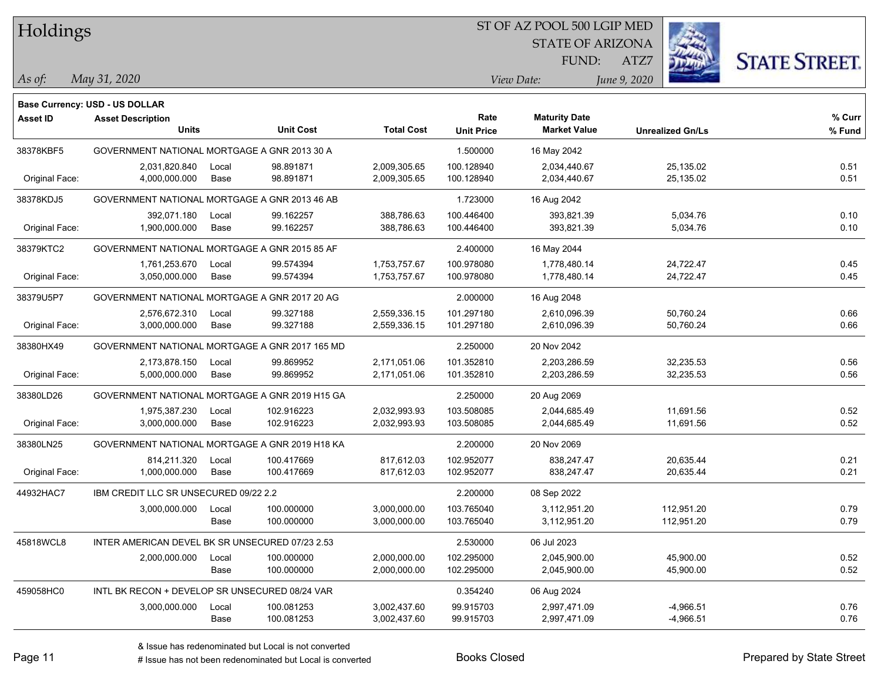# Holdings

ST OF AZ POOL 500 LGIP MED
STATE OF ARIZONA
FUND: ATZ7

*As of:* *May 31, 2020*

*View Date:* *June 9, 2020*

**Base Currency: USD - US DOLLAR**

| Asset ID | Asset Description / Units | | Unit Cost | Total Cost | Rate / Unit Price | Maturity Date / Market Value | Unrealized Gn/Ls | % Curr / % Fund |
|---|---|---|---|---|---|---|---|---|
| 38378KBF5 | GOVERNMENT NATIONAL MORTGAGE A GNR 2013 30 A | | | | 1.500000 | 16 May 2042 | | |
| | 2,031,820.840 | Local | 98.891871 | 2,009,305.65 | 100.128940 | 2,034,440.67 | 25,135.02 | 0.51 |
| Original Face: | 4,000,000.000 | Base | 98.891871 | 2,009,305.65 | 100.128940 | 2,034,440.67 | 25,135.02 | 0.51 |
| 38378KDJ5 | GOVERNMENT NATIONAL MORTGAGE A GNR 2013 46 AB | | | | 1.723000 | 16 Aug 2042 | | |
| | 392,071.180 | Local | 99.162257 | 388,786.63 | 100.446400 | 393,821.39 | 5,034.76 | 0.10 |
| Original Face: | 1,900,000.000 | Base | 99.162257 | 388,786.63 | 100.446400 | 393,821.39 | 5,034.76 | 0.10 |
| 38379KTC2 | GOVERNMENT NATIONAL MORTGAGE A GNR 2015 85 AF | | | | 2.400000 | 16 May 2044 | | |
| | 1,761,253.670 | Local | 99.574394 | 1,753,757.67 | 100.978080 | 1,778,480.14 | 24,722.47 | 0.45 |
| Original Face: | 3,050,000.000 | Base | 99.574394 | 1,753,757.67 | 100.978080 | 1,778,480.14 | 24,722.47 | 0.45 |
| 38379U5P7 | GOVERNMENT NATIONAL MORTGAGE A GNR 2017 20 AG | | | | 2.000000 | 16 Aug 2048 | | |
| | 2,576,672.310 | Local | 99.327188 | 2,559,336.15 | 101.297180 | 2,610,096.39 | 50,760.24 | 0.66 |
| Original Face: | 3,000,000.000 | Base | 99.327188 | 2,559,336.15 | 101.297180 | 2,610,096.39 | 50,760.24 | 0.66 |
| 38380HX49 | GOVERNMENT NATIONAL MORTGAGE A GNR 2017 165 MD | | | | 2.250000 | 20 Nov 2042 | | |
| | 2,173,878.150 | Local | 99.869952 | 2,171,051.06 | 101.352810 | 2,203,286.59 | 32,235.53 | 0.56 |
| Original Face: | 5,000,000.000 | Base | 99.869952 | 2,171,051.06 | 101.352810 | 2,203,286.59 | 32,235.53 | 0.56 |
| 38380LD26 | GOVERNMENT NATIONAL MORTGAGE A GNR 2019 H15 GA | | | | 2.250000 | 20 Aug 2069 | | |
| | 1,975,387.230 | Local | 102.916223 | 2,032,993.93 | 103.508085 | 2,044,685.49 | 11,691.56 | 0.52 |
| Original Face: | 3,000,000.000 | Base | 102.916223 | 2,032,993.93 | 103.508085 | 2,044,685.49 | 11,691.56 | 0.52 |
| 38380LN25 | GOVERNMENT NATIONAL MORTGAGE A GNR 2019 H18 KA | | | | 2.200000 | 20 Nov 2069 | | |
| | 814,211.320 | Local | 100.417669 | 817,612.03 | 102.952077 | 838,247.47 | 20,635.44 | 0.21 |
| Original Face: | 1,000,000.000 | Base | 100.417669 | 817,612.03 | 102.952077 | 838,247.47 | 20,635.44 | 0.21 |
| 44932HAC7 | IBM CREDIT LLC SR UNSECURED 09/22 2.2 | | | | 2.200000 | 08 Sep 2022 | | |
| | 3,000,000.000 | Local | 100.000000 | 3,000,000.00 | 103.765040 | 3,112,951.20 | 112,951.20 | 0.79 |
| | | Base | 100.000000 | 3,000,000.00 | 103.765040 | 3,112,951.20 | 112,951.20 | 0.79 |
| 45818WCL8 | INTER AMERICAN DEVEL BK SR UNSECURED 07/23 2.53 | | | | 2.530000 | 06 Jul 2023 | | |
| | 2,000,000.000 | Local | 100.000000 | 2,000,000.00 | 102.295000 | 2,045,900.00 | 45,900.00 | 0.52 |
| | | Base | 100.000000 | 2,000,000.00 | 102.295000 | 2,045,900.00 | 45,900.00 | 0.52 |
| 459058HC0 | INTL BK RECON + DEVELOP SR UNSECURED 08/24 VAR | | | | 0.354240 | 06 Aug 2024 | | |
| | 3,000,000.000 | Local | 100.081253 | 3,002,437.60 | 99.915703 | 2,997,471.09 | -4,966.51 | 0.76 |
| | | Base | 100.081253 | 3,002,437.60 | 99.915703 | 2,997,471.09 | -4,966.51 | 0.76 |

& Issue has redenominated but Local is not converted

# Issue has not been redenominated but Local is converted

Books Closed

Prepared by State Street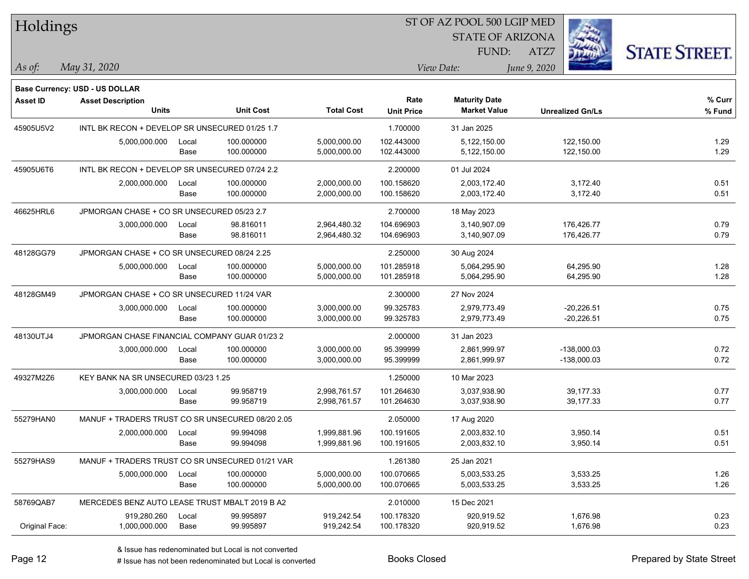# Holdings

ST OF AZ POOL 500 LGIP MED
STATE OF ARIZONA
FUND: ATZ7

*As of:* *May 31, 2020*
*View Date:* *June 9, 2020*

**Base Currency: USD - US DOLLAR**

| Asset ID | Asset Description / Units | | Unit Cost | Total Cost | Rate / Unit Price | Maturity Date / Market Value | Unrealized Gn/Ls | % Curr / % Fund |
|---|---|---|---|---|---|---|---|---|
| 45905U5V2 | INTL BK RECON + DEVELOP SR UNSECURED 01/25 1.7 | | | | 1.700000 | 31 Jan 2025 | | |
| | 5,000,000.000 | Local | 100.000000 | 5,000,000.00 | 102.443000 | 5,122,150.00 | 122,150.00 | 1.29 |
| | | Base | 100.000000 | 5,000,000.00 | 102.443000 | 5,122,150.00 | 122,150.00 | 1.29 |
| 45905U6T6 | INTL BK RECON + DEVELOP SR UNSECURED 07/24 2.2 | | | | 2.200000 | 01 Jul 2024 | | |
| | 2,000,000.000 | Local | 100.000000 | 2,000,000.00 | 100.158620 | 2,003,172.40 | 3,172.40 | 0.51 |
| | | Base | 100.000000 | 2,000,000.00 | 100.158620 | 2,003,172.40 | 3,172.40 | 0.51 |
| 46625HRL6 | JPMORGAN CHASE + CO SR UNSECURED 05/23 2.7 | | | | 2.700000 | 18 May 2023 | | |
| | 3,000,000.000 | Local | 98.816011 | 2,964,480.32 | 104.696903 | 3,140,907.09 | 176,426.77 | 0.79 |
| | | Base | 98.816011 | 2,964,480.32 | 104.696903 | 3,140,907.09 | 176,426.77 | 0.79 |
| 48128GG79 | JPMORGAN CHASE + CO SR UNSECURED 08/24 2.25 | | | | 2.250000 | 30 Aug 2024 | | |
| | 5,000,000.000 | Local | 100.000000 | 5,000,000.00 | 101.285918 | 5,064,295.90 | 64,295.90 | 1.28 |
| | | Base | 100.000000 | 5,000,000.00 | 101.285918 | 5,064,295.90 | 64,295.90 | 1.28 |
| 48128GM49 | JPMORGAN CHASE + CO SR UNSECURED 11/24 VAR | | | | 2.300000 | 27 Nov 2024 | | |
| | 3,000,000.000 | Local | 100.000000 | 3,000,000.00 | 99.325783 | 2,979,773.49 | -20,226.51 | 0.75 |
| | | Base | 100.000000 | 3,000,000.00 | 99.325783 | 2,979,773.49 | -20,226.51 | 0.75 |
| 48130UTJ4 | JPMORGAN CHASE FINANCIAL COMPANY GUAR 01/23 2 | | | | 2.000000 | 31 Jan 2023 | | |
| | 3,000,000.000 | Local | 100.000000 | 3,000,000.00 | 95.399999 | 2,861,999.97 | -138,000.03 | 0.72 |
| | | Base | 100.000000 | 3,000,000.00 | 95.399999 | 2,861,999.97 | -138,000.03 | 0.72 |
| 49327M2Z6 | KEY BANK NA SR UNSECURED 03/23 1.25 | | | | 1.250000 | 10 Mar 2023 | | |
| | 3,000,000.000 | Local | 99.958719 | 2,998,761.57 | 101.264630 | 3,037,938.90 | 39,177.33 | 0.77 |
| | | Base | 99.958719 | 2,998,761.57 | 101.264630 | 3,037,938.90 | 39,177.33 | 0.77 |
| 55279HAN0 | MANUF + TRADERS TRUST CO SR UNSECURED 08/20 2.05 | | | | 2.050000 | 17 Aug 2020 | | |
| | 2,000,000.000 | Local | 99.994098 | 1,999,881.96 | 100.191605 | 2,003,832.10 | 3,950.14 | 0.51 |
| | | Base | 99.994098 | 1,999,881.96 | 100.191605 | 2,003,832.10 | 3,950.14 | 0.51 |
| 55279HAS9 | MANUF + TRADERS TRUST CO SR UNSECURED 01/21 VAR | | | | 1.261380 | 25 Jan 2021 | | |
| | 5,000,000.000 | Local | 100.000000 | 5,000,000.00 | 100.070665 | 5,003,533.25 | 3,533.25 | 1.26 |
| | | Base | 100.000000 | 5,000,000.00 | 100.070665 | 5,003,533.25 | 3,533.25 | 1.26 |
| 58769QAB7 | MERCEDES BENZ AUTO LEASE TRUST MBALT 2019 B A2 | | | | 2.010000 | 15 Dec 2021 | | |
| | 919,280.260 | Local | 99.995897 | 919,242.54 | 100.178320 | 920,919.52 | 1,676.98 | 0.23 |
| Original Face: | 1,000,000.000 | Base | 99.995897 | 919,242.54 | 100.178320 | 920,919.52 | 1,676.98 | 0.23 |

& Issue has redenominated but Local is not converted
# Issue has not been redenominated but Local is converted

Books Closed

Prepared by State Street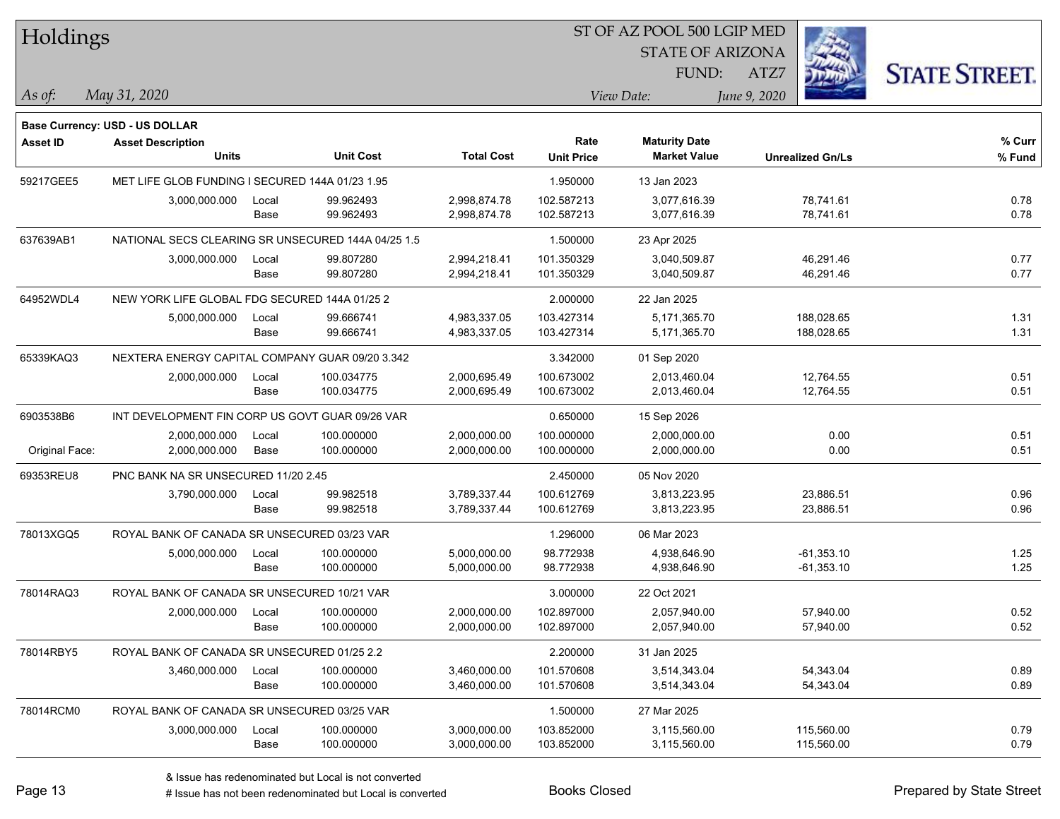# Holdings

ST OF AZ POOL 500 LGIP MED
STATE OF ARIZONA
FUND: ATZ7

*As of:* *May 31, 2020*
*View Date:* *June 9, 2020*

**Base Currency: USD - US DOLLAR**

| Asset ID | Asset Description / Units | | Unit Cost | Total Cost | Rate / Unit Price | Maturity Date / Market Value | Unrealized Gn/Ls | % Curr / % Fund |
|---|---|---|---|---|---|---|---|---|
| 59217GEE5 | MET LIFE GLOB FUNDING I SECURED 144A 01/23 1.95 | | | | 1.950000 | 13 Jan 2023 | | |
| | 3,000,000.000 | Local | 99.962493 | 2,998,874.78 | 102.587213 | 3,077,616.39 | 78,741.61 | 0.78 |
| | | Base | 99.962493 | 2,998,874.78 | 102.587213 | 3,077,616.39 | 78,741.61 | 0.78 |
| 637639AB1 | NATIONAL SECS CLEARING SR UNSECURED 144A 04/25 1.5 | | | | 1.500000 | 23 Apr 2025 | | |
| | 3,000,000.000 | Local | 99.807280 | 2,994,218.41 | 101.350329 | 3,040,509.87 | 46,291.46 | 0.77 |
| | | Base | 99.807280 | 2,994,218.41 | 101.350329 | 3,040,509.87 | 46,291.46 | 0.77 |
| 64952WDL4 | NEW YORK LIFE GLOBAL FDG SECURED 144A 01/25 2 | | | | 2.000000 | 22 Jan 2025 | | |
| | 5,000,000.000 | Local | 99.666741 | 4,983,337.05 | 103.427314 | 5,171,365.70 | 188,028.65 | 1.31 |
| | | Base | 99.666741 | 4,983,337.05 | 103.427314 | 5,171,365.70 | 188,028.65 | 1.31 |
| 65339KAQ3 | NEXTERA ENERGY CAPITAL COMPANY GUAR 09/20 3.342 | | | | 3.342000 | 01 Sep 2020 | | |
| | 2,000,000.000 | Local | 100.034775 | 2,000,695.49 | 100.673002 | 2,013,460.04 | 12,764.55 | 0.51 |
| | | Base | 100.034775 | 2,000,695.49 | 100.673002 | 2,013,460.04 | 12,764.55 | 0.51 |
| 6903538B6 | INT DEVELOPMENT FIN CORP US GOVT GUAR 09/26 VAR | | | | 0.650000 | 15 Sep 2026 | | |
| | 2,000,000.000 | Local | 100.000000 | 2,000,000.00 | 100.000000 | 2,000,000.00 | 0.00 | 0.51 |
| Original Face: | 2,000,000.000 | Base | 100.000000 | 2,000,000.00 | 100.000000 | 2,000,000.00 | 0.00 | 0.51 |
| 69353REU8 | PNC BANK NA SR UNSECURED 11/20 2.45 | | | | 2.450000 | 05 Nov 2020 | | |
| | 3,790,000.000 | Local | 99.982518 | 3,789,337.44 | 100.612769 | 3,813,223.95 | 23,886.51 | 0.96 |
| | | Base | 99.982518 | 3,789,337.44 | 100.612769 | 3,813,223.95 | 23,886.51 | 0.96 |
| 78013XGQ5 | ROYAL BANK OF CANADA SR UNSECURED 03/23 VAR | | | | 1.296000 | 06 Mar 2023 | | |
| | 5,000,000.000 | Local | 100.000000 | 5,000,000.00 | 98.772938 | 4,938,646.90 | -61,353.10 | 1.25 |
| | | Base | 100.000000 | 5,000,000.00 | 98.772938 | 4,938,646.90 | -61,353.10 | 1.25 |
| 78014RAQ3 | ROYAL BANK OF CANADA SR UNSECURED 10/21 VAR | | | | 3.000000 | 22 Oct 2021 | | |
| | 2,000,000.000 | Local | 100.000000 | 2,000,000.00 | 102.897000 | 2,057,940.00 | 57,940.00 | 0.52 |
| | | Base | 100.000000 | 2,000,000.00 | 102.897000 | 2,057,940.00 | 57,940.00 | 0.52 |
| 78014RBY5 | ROYAL BANK OF CANADA SR UNSECURED 01/25 2.2 | | | | 2.200000 | 31 Jan 2025 | | |
| | 3,460,000.000 | Local | 100.000000 | 3,460,000.00 | 101.570608 | 3,514,343.04 | 54,343.04 | 0.89 |
| | | Base | 100.000000 | 3,460,000.00 | 101.570608 | 3,514,343.04 | 54,343.04 | 0.89 |
| 78014RCM0 | ROYAL BANK OF CANADA SR UNSECURED 03/25 VAR | | | | 1.500000 | 27 Mar 2025 | | |
| | 3,000,000.000 | Local | 100.000000 | 3,000,000.00 | 103.852000 | 3,115,560.00 | 115,560.00 | 0.79 |
| | | Base | 100.000000 | 3,000,000.00 | 103.852000 | 3,115,560.00 | 115,560.00 | 0.79 |

& Issue has redenominated but Local is not converted
# Issue has not been redenominated but Local is converted

Books Closed

Prepared by State Street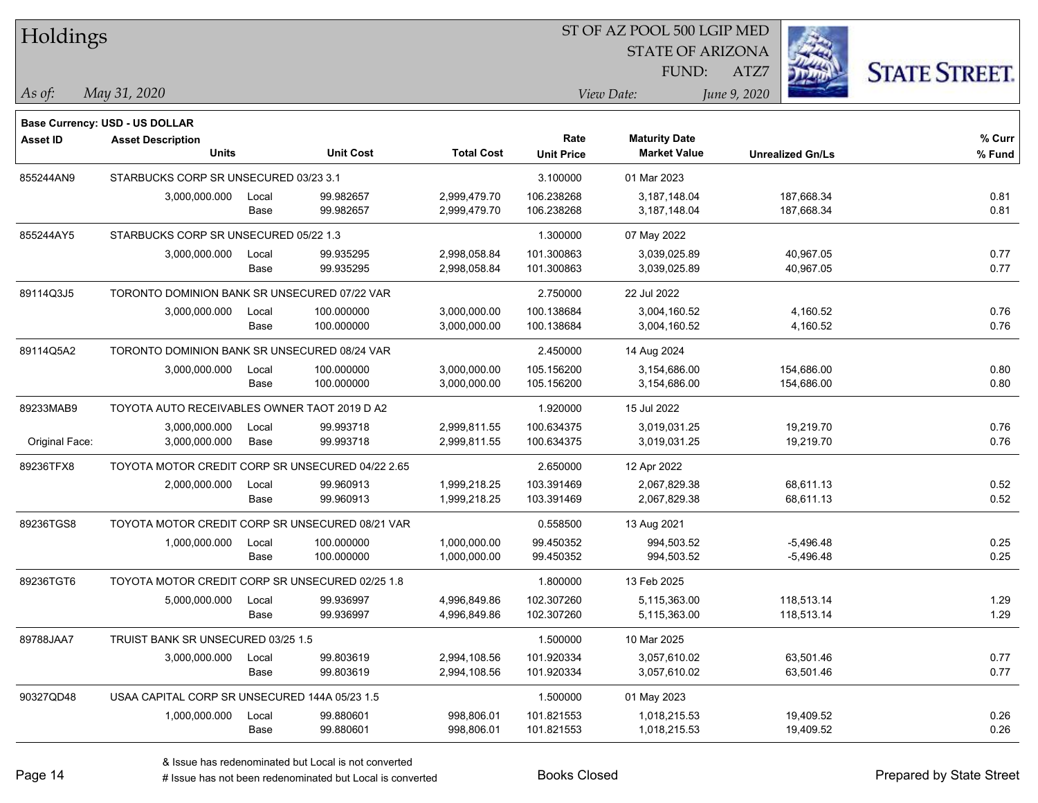# Holdings

ST OF AZ POOL 500 LGIP MED
STATE OF ARIZONA
FUND: ATZ7

*As of:* *May 31, 2020*
*View Date:* *June 9, 2020*

**Base Currency: USD - US DOLLAR**

| Asset ID | Asset Description / Units | | Unit Cost | Total Cost | Rate / Unit Price | Maturity Date / Market Value | Unrealized Gn/Ls | % Curr / % Fund |
|---|---|---|---|---|---|---|---|---|
| 855244AN9 | STARBUCKS CORP SR UNSECURED 03/23 3.1 | | | | 3.100000 | 01 Mar 2023 | | |
| | 3,000,000.000 | Local | 99.982657 | 2,999,479.70 | 106.238268 | 3,187,148.04 | 187,668.34 | 0.81 |
| | | Base | 99.982657 | 2,999,479.70 | 106.238268 | 3,187,148.04 | 187,668.34 | 0.81 |
| 855244AY5 | STARBUCKS CORP SR UNSECURED 05/22 1.3 | | | | 1.300000 | 07 May 2022 | | |
| | 3,000,000.000 | Local | 99.935295 | 2,998,058.84 | 101.300863 | 3,039,025.89 | 40,967.05 | 0.77 |
| | | Base | 99.935295 | 2,998,058.84 | 101.300863 | 3,039,025.89 | 40,967.05 | 0.77 |
| 89114Q3J5 | TORONTO DOMINION BANK SR UNSECURED 07/22 VAR | | | | 2.750000 | 22 Jul 2022 | | |
| | 3,000,000.000 | Local | 100.000000 | 3,000,000.00 | 100.138684 | 3,004,160.52 | 4,160.52 | 0.76 |
| | | Base | 100.000000 | 3,000,000.00 | 100.138684 | 3,004,160.52 | 4,160.52 | 0.76 |
| 89114Q5A2 | TORONTO DOMINION BANK SR UNSECURED 08/24 VAR | | | | 2.450000 | 14 Aug 2024 | | |
| | 3,000,000.000 | Local | 100.000000 | 3,000,000.00 | 105.156200 | 3,154,686.00 | 154,686.00 | 0.80 |
| | | Base | 100.000000 | 3,000,000.00 | 105.156200 | 3,154,686.00 | 154,686.00 | 0.80 |
| 89233MAB9 | TOYOTA AUTO RECEIVABLES OWNER TAOT 2019 D A2 | | | | 1.920000 | 15 Jul 2022 | | |
| | 3,000,000.000 | Local | 99.993718 | 2,999,811.55 | 100.634375 | 3,019,031.25 | 19,219.70 | 0.76 |
| Original Face: | 3,000,000.000 | Base | 99.993718 | 2,999,811.55 | 100.634375 | 3,019,031.25 | 19,219.70 | 0.76 |
| 89236TFX8 | TOYOTA MOTOR CREDIT CORP SR UNSECURED 04/22 2.65 | | | | 2.650000 | 12 Apr 2022 | | |
| | 2,000,000.000 | Local | 99.960913 | 1,999,218.25 | 103.391469 | 2,067,829.38 | 68,611.13 | 0.52 |
| | | Base | 99.960913 | 1,999,218.25 | 103.391469 | 2,067,829.38 | 68,611.13 | 0.52 |
| 89236TGS8 | TOYOTA MOTOR CREDIT CORP SR UNSECURED 08/21 VAR | | | | 0.558500 | 13 Aug 2021 | | |
| | 1,000,000.000 | Local | 100.000000 | 1,000,000.00 | 99.450352 | 994,503.52 | -5,496.48 | 0.25 |
| | | Base | 100.000000 | 1,000,000.00 | 99.450352 | 994,503.52 | -5,496.48 | 0.25 |
| 89236TGT6 | TOYOTA MOTOR CREDIT CORP SR UNSECURED 02/25 1.8 | | | | 1.800000 | 13 Feb 2025 | | |
| | 5,000,000.000 | Local | 99.936997 | 4,996,849.86 | 102.307260 | 5,115,363.00 | 118,513.14 | 1.29 |
| | | Base | 99.936997 | 4,996,849.86 | 102.307260 | 5,115,363.00 | 118,513.14 | 1.29 |
| 89788JAA7 | TRUIST BANK SR UNSECURED 03/25 1.5 | | | | 1.500000 | 10 Mar 2025 | | |
| | 3,000,000.000 | Local | 99.803619 | 2,994,108.56 | 101.920334 | 3,057,610.02 | 63,501.46 | 0.77 |
| | | Base | 99.803619 | 2,994,108.56 | 101.920334 | 3,057,610.02 | 63,501.46 | 0.77 |
| 90327QD48 | USAA CAPITAL CORP SR UNSECURED 144A 05/23 1.5 | | | | 1.500000 | 01 May 2023 | | |
| | 1,000,000.000 | Local | 99.880601 | 998,806.01 | 101.821553 | 1,018,215.53 | 19,409.52 | 0.26 |
| | | Base | 99.880601 | 998,806.01 | 101.821553 | 1,018,215.53 | 19,409.52 | 0.26 |

& Issue has redenominated but Local is not converted
# Issue has not been redenominated but Local is converted

Books Closed

Prepared by State Street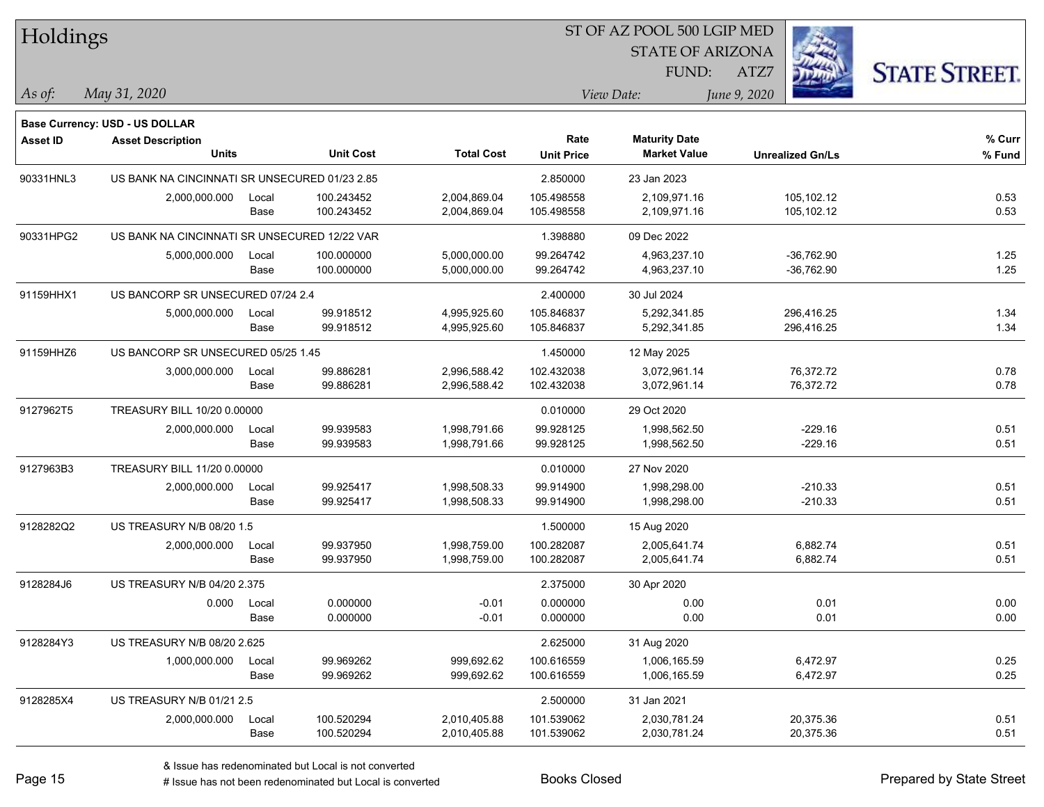# Holdings

ST OF AZ POOL 500 LGIP MED
STATE OF ARIZONA
FUND: ATZ7

*As of: May 31, 2020*

*View Date: June 9, 2020*

**Base Currency: USD - US DOLLAR**

| Asset ID | Asset Description / Units | | Unit Cost | Total Cost | Rate / Unit Price | Maturity Date / Market Value | Unrealized Gn/Ls | % Curr / % Fund |
|---|---|---|---|---|---|---|---|---|
| 90331HNL3 | US BANK NA CINCINNATI SR UNSECURED 01/23 2.85 | | | | 2.850000 | 23 Jan 2023 | | |
| | 2,000,000.000 | Local | 100.243452 | 2,004,869.04 | 105.498558 | 2,109,971.16 | 105,102.12 | 0.53 |
| | | Base | 100.243452 | 2,004,869.04 | 105.498558 | 2,109,971.16 | 105,102.12 | 0.53 |
| 90331HPG2 | US BANK NA CINCINNATI SR UNSECURED 12/22 VAR | | | | 1.398880 | 09 Dec 2022 | | |
| | 5,000,000.000 | Local | 100.000000 | 5,000,000.00 | 99.264742 | 4,963,237.10 | -36,762.90 | 1.25 |
| | | Base | 100.000000 | 5,000,000.00 | 99.264742 | 4,963,237.10 | -36,762.90 | 1.25 |
| 91159HHX1 | US BANCORP SR UNSECURED 07/24 2.4 | | | | 2.400000 | 30 Jul 2024 | | |
| | 5,000,000.000 | Local | 99.918512 | 4,995,925.60 | 105.846837 | 5,292,341.85 | 296,416.25 | 1.34 |
| | | Base | 99.918512 | 4,995,925.60 | 105.846837 | 5,292,341.85 | 296,416.25 | 1.34 |
| 91159HHZ6 | US BANCORP SR UNSECURED 05/25 1.45 | | | | 1.450000 | 12 May 2025 | | |
| | 3,000,000.000 | Local | 99.886281 | 2,996,588.42 | 102.432038 | 3,072,961.14 | 76,372.72 | 0.78 |
| | | Base | 99.886281 | 2,996,588.42 | 102.432038 | 3,072,961.14 | 76,372.72 | 0.78 |
| 9127962T5 | TREASURY BILL 10/20 0.00000 | | | | 0.010000 | 29 Oct 2020 | | |
| | 2,000,000.000 | Local | 99.939583 | 1,998,791.66 | 99.928125 | 1,998,562.50 | -229.16 | 0.51 |
| | | Base | 99.939583 | 1,998,791.66 | 99.928125 | 1,998,562.50 | -229.16 | 0.51 |
| 9127963B3 | TREASURY BILL 11/20 0.00000 | | | | 0.010000 | 27 Nov 2020 | | |
| | 2,000,000.000 | Local | 99.925417 | 1,998,508.33 | 99.914900 | 1,998,298.00 | -210.33 | 0.51 |
| | | Base | 99.925417 | 1,998,508.33 | 99.914900 | 1,998,298.00 | -210.33 | 0.51 |
| 9128282Q2 | US TREASURY N/B 08/20 1.5 | | | | 1.500000 | 15 Aug 2020 | | |
| | 2,000,000.000 | Local | 99.937950 | 1,998,759.00 | 100.282087 | 2,005,641.74 | 6,882.74 | 0.51 |
| | | Base | 99.937950 | 1,998,759.00 | 100.282087 | 2,005,641.74 | 6,882.74 | 0.51 |
| 9128284J6 | US TREASURY N/B 04/20 2.375 | | | | 2.375000 | 30 Apr 2020 | | |
| | 0.000 | Local | 0.000000 | -0.01 | 0.000000 | 0.00 | 0.01 | 0.00 |
| | | Base | 0.000000 | -0.01 | 0.000000 | 0.00 | 0.01 | 0.00 |
| 9128284Y3 | US TREASURY N/B 08/20 2.625 | | | | 2.625000 | 31 Aug 2020 | | |
| | 1,000,000.000 | Local | 99.969262 | 999,692.62 | 100.616559 | 1,006,165.59 | 6,472.97 | 0.25 |
| | | Base | 99.969262 | 999,692.62 | 100.616559 | 1,006,165.59 | 6,472.97 | 0.25 |
| 9128285X4 | US TREASURY N/B 01/21 2.5 | | | | 2.500000 | 31 Jan 2021 | | |
| | 2,000,000.000 | Local | 100.520294 | 2,010,405.88 | 101.539062 | 2,030,781.24 | 20,375.36 | 0.51 |
| | | Base | 100.520294 | 2,010,405.88 | 101.539062 | 2,030,781.24 | 20,375.36 | 0.51 |

& Issue has redenominated but Local is not converted
# Issue has not been redenominated but Local is converted

Books Closed

Prepared by State Street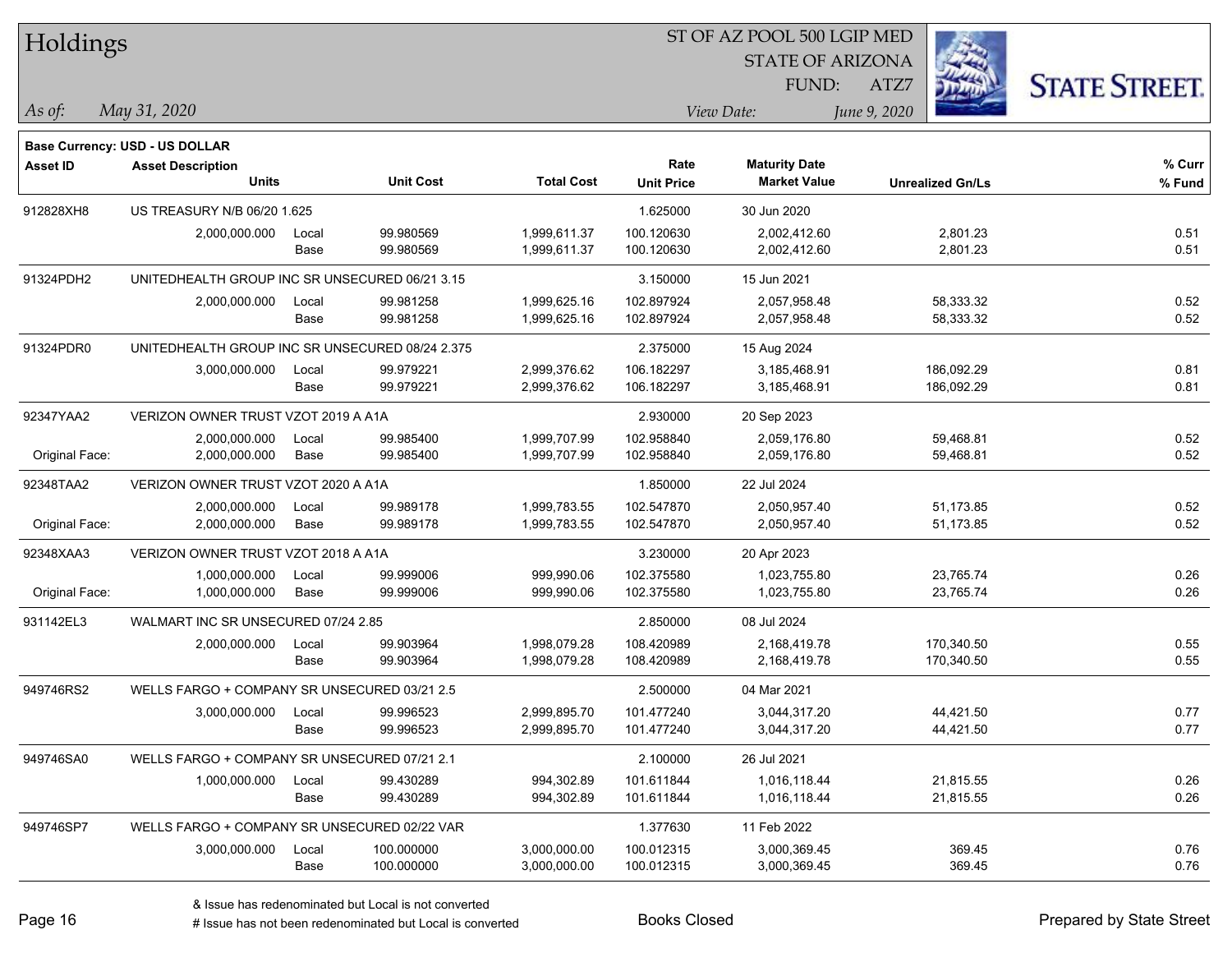# Holdings

ST OF AZ POOL 500 LGIP MED
STATE OF ARIZONA
FUND: ATZ7

*As of:* *May 31, 2020*
*View Date:* *June 9, 2020*

**Base Currency: USD - US DOLLAR**

| Asset ID | Asset Description / Units | | Unit Cost | Total Cost | Rate / Unit Price | Maturity Date / Market Value | Unrealized Gn/Ls | % Curr / % Fund |
|---|---|---|---|---|---|---|---|---|
| 912828XH8 | US TREASURY N/B 06/20 1.625 | | | | 1.625000 | 30 Jun 2020 | | |
| | 2,000,000.000 | Local | 99.980569 | 1,999,611.37 | 100.120630 | 2,002,412.60 | 2,801.23 | 0.51 |
| | | Base | 99.980569 | 1,999,611.37 | 100.120630 | 2,002,412.60 | 2,801.23 | 0.51 |
| 91324PDH2 | UNITEDHEALTH GROUP INC SR UNSECURED 06/21 3.15 | | | | 3.150000 | 15 Jun 2021 | | |
| | 2,000,000.000 | Local | 99.981258 | 1,999,625.16 | 102.897924 | 2,057,958.48 | 58,333.32 | 0.52 |
| | | Base | 99.981258 | 1,999,625.16 | 102.897924 | 2,057,958.48 | 58,333.32 | 0.52 |
| 91324PDR0 | UNITEDHEALTH GROUP INC SR UNSECURED 08/24 2.375 | | | | 2.375000 | 15 Aug 2024 | | |
| | 3,000,000.000 | Local | 99.979221 | 2,999,376.62 | 106.182297 | 3,185,468.91 | 186,092.29 | 0.81 |
| | | Base | 99.979221 | 2,999,376.62 | 106.182297 | 3,185,468.91 | 186,092.29 | 0.81 |
| 92347YAA2 | VERIZON OWNER TRUST VZOT 2019 A A1A | | | | 2.930000 | 20 Sep 2023 | | |
| | 2,000,000.000 | Local | 99.985400 | 1,999,707.99 | 102.958840 | 2,059,176.80 | 59,468.81 | 0.52 |
| Original Face: | 2,000,000.000 | Base | 99.985400 | 1,999,707.99 | 102.958840 | 2,059,176.80 | 59,468.81 | 0.52 |
| 92348TAA2 | VERIZON OWNER TRUST VZOT 2020 A A1A | | | | 1.850000 | 22 Jul 2024 | | |
| | 2,000,000.000 | Local | 99.989178 | 1,999,783.55 | 102.547870 | 2,050,957.40 | 51,173.85 | 0.52 |
| Original Face: | 2,000,000.000 | Base | 99.989178 | 1,999,783.55 | 102.547870 | 2,050,957.40 | 51,173.85 | 0.52 |
| 92348XAA3 | VERIZON OWNER TRUST VZOT 2018 A A1A | | | | 3.230000 | 20 Apr 2023 | | |
| | 1,000,000.000 | Local | 99.999006 | 999,990.06 | 102.375580 | 1,023,755.80 | 23,765.74 | 0.26 |
| Original Face: | 1,000,000.000 | Base | 99.999006 | 999,990.06 | 102.375580 | 1,023,755.80 | 23,765.74 | 0.26 |
| 931142EL3 | WALMART INC SR UNSECURED 07/24 2.85 | | | | 2.850000 | 08 Jul 2024 | | |
| | 2,000,000.000 | Local | 99.903964 | 1,998,079.28 | 108.420989 | 2,168,419.78 | 170,340.50 | 0.55 |
| | | Base | 99.903964 | 1,998,079.28 | 108.420989 | 2,168,419.78 | 170,340.50 | 0.55 |
| 949746RS2 | WELLS FARGO + COMPANY SR UNSECURED 03/21 2.5 | | | | 2.500000 | 04 Mar 2021 | | |
| | 3,000,000.000 | Local | 99.996523 | 2,999,895.70 | 101.477240 | 3,044,317.20 | 44,421.50 | 0.77 |
| | | Base | 99.996523 | 2,999,895.70 | 101.477240 | 3,044,317.20 | 44,421.50 | 0.77 |
| 949746SA0 | WELLS FARGO + COMPANY SR UNSECURED 07/21 2.1 | | | | 2.100000 | 26 Jul 2021 | | |
| | 1,000,000.000 | Local | 99.430289 | 994,302.89 | 101.611844 | 1,016,118.44 | 21,815.55 | 0.26 |
| | | Base | 99.430289 | 994,302.89 | 101.611844 | 1,016,118.44 | 21,815.55 | 0.26 |
| 949746SP7 | WELLS FARGO + COMPANY SR UNSECURED 02/22 VAR | | | | 1.377630 | 11 Feb 2022 | | |
| | 3,000,000.000 | Local | 100.000000 | 3,000,000.00 | 100.012315 | 3,000,369.45 | 369.45 | 0.76 |
| | | Base | 100.000000 | 3,000,000.00 | 100.012315 | 3,000,369.45 | 369.45 | 0.76 |

& Issue has redenominated but Local is not converted
# Issue has not been redenominated but Local is converted

Books Closed

Prepared by State Street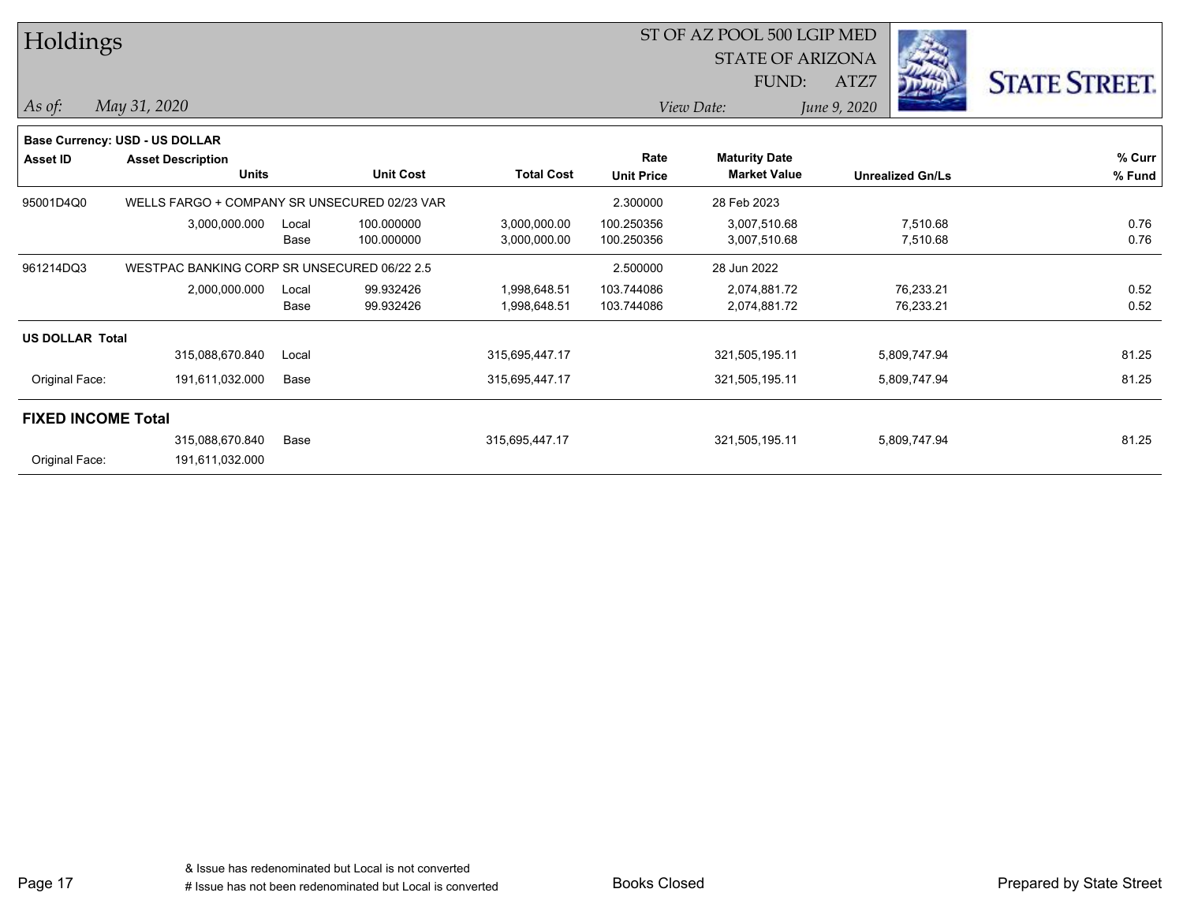# Holdings

ST OF AZ POOL 500 LGIP MED
STATE OF ARIZONA
FUND: ATZ7

*As of:* *May 31, 2020*

*View Date:* *June 9, 2020*

**Base Currency: USD - US DOLLAR**

| Asset ID | Asset Description / Units | | Unit Cost | Total Cost | Rate / Unit Price | Maturity Date / Market Value | Unrealized Gn/Ls | % Curr / % Fund |
|---|---|---|---|---|---|---|---|---|
| 95001D4Q0 | WELLS FARGO + COMPANY SR UNSECURED 02/23 VAR | | | | 2.300000 | 28 Feb 2023 | | |
| | 3,000,000.000 | Local | 100.000000 | 3,000,000.00 | 100.250356 | 3,007,510.68 | 7,510.68 | 0.76 |
| | | Base | 100.000000 | 3,000,000.00 | 100.250356 | 3,007,510.68 | 7,510.68 | 0.76 |
| 961214DQ3 | WESTPAC BANKING CORP SR UNSECURED 06/22 2.5 | | | | 2.500000 | 28 Jun 2022 | | |
| | 2,000,000.000 | Local | 99.932426 | 1,998,648.51 | 103.744086 | 2,074,881.72 | 76,233.21 | 0.52 |
| | | Base | 99.932426 | 1,998,648.51 | 103.744086 | 2,074,881.72 | 76,233.21 | 0.52 |
| **US DOLLAR Total** | | | | | | | | |
| | 315,088,670.840 | Local | | 315,695,447.17 | | 321,505,195.11 | 5,809,747.94 | 81.25 |
| Original Face: | 191,611,032.000 | Base | | 315,695,447.17 | | 321,505,195.11 | 5,809,747.94 | 81.25 |
| **FIXED INCOME Total** | | | | | | | | |
| | 315,088,670.840 | Base | | 315,695,447.17 | | 321,505,195.11 | 5,809,747.94 | 81.25 |
| Original Face: | 191,611,032.000 | | | | | | | |

& Issue has redenominated but Local is not converted
# Issue has not been redenominated but Local is converted

Books Closed

Prepared by State Street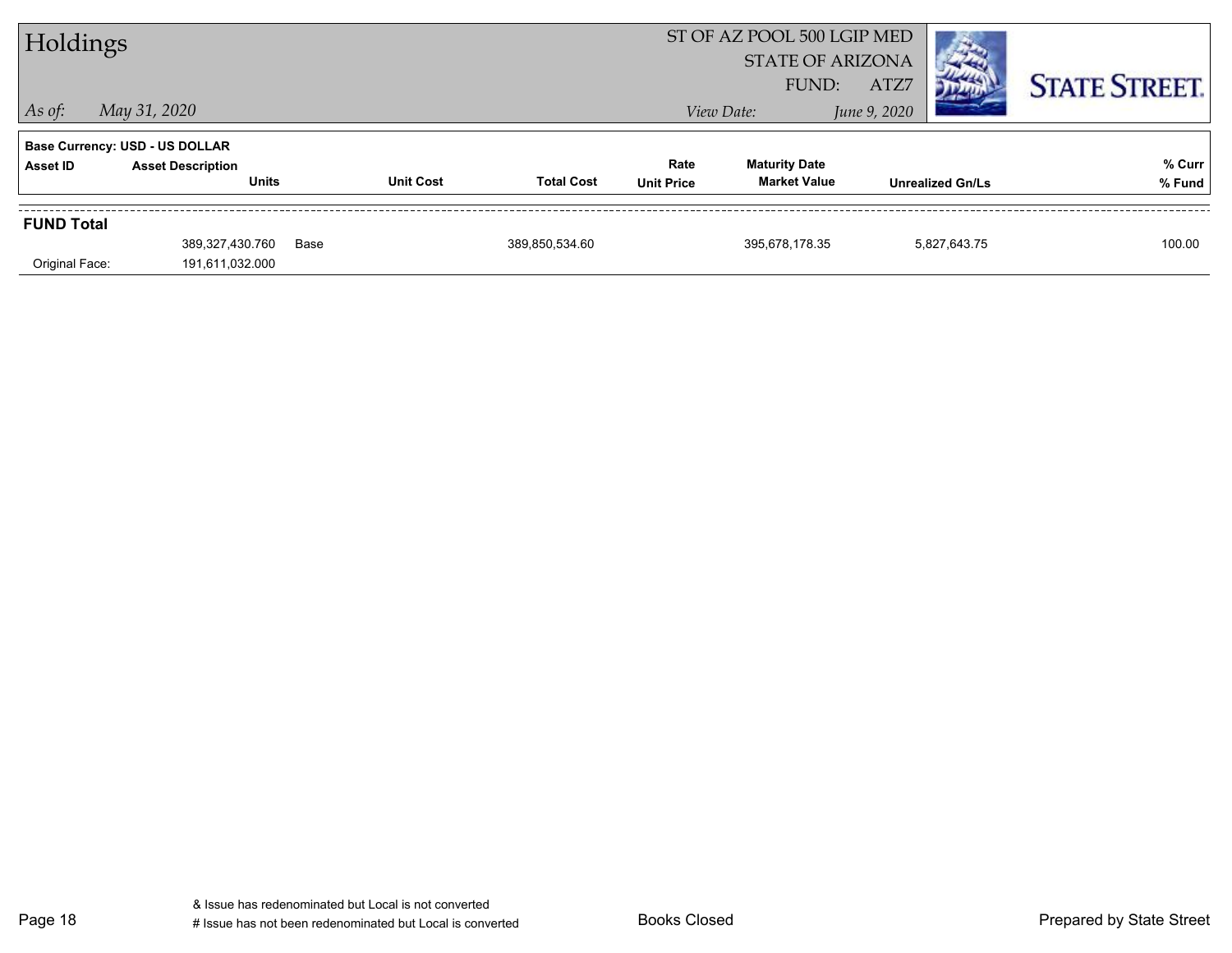# Holdings

ST OF AZ POOL 500 LGIP MED
STATE OF ARIZONA
FUND: ATZ7

*As of:* *May 31, 2020*

*View Date:* *June 9, 2020*

**Base Currency: USD - US DOLLAR**

| Asset ID | Asset Description / Units | | Unit Cost | Total Cost | Rate / Unit Price | Maturity Date / Market Value | Unrealized Gn/Ls | % Curr / % Fund |
|---|---|---|---|---|---|---|---|---|
| **FUND Total** | | | | | | | | |
| | 389,327,430.760 | Base | | 389,850,534.60 | | 395,678,178.35 | 5,827,643.75 | 100.00 |
| Original Face: | 191,611,032.000 | | | | | | | |

& Issue has redenominated but Local is not converted
# Issue has not been redenominated but Local is converted

Books Closed

Prepared by State Street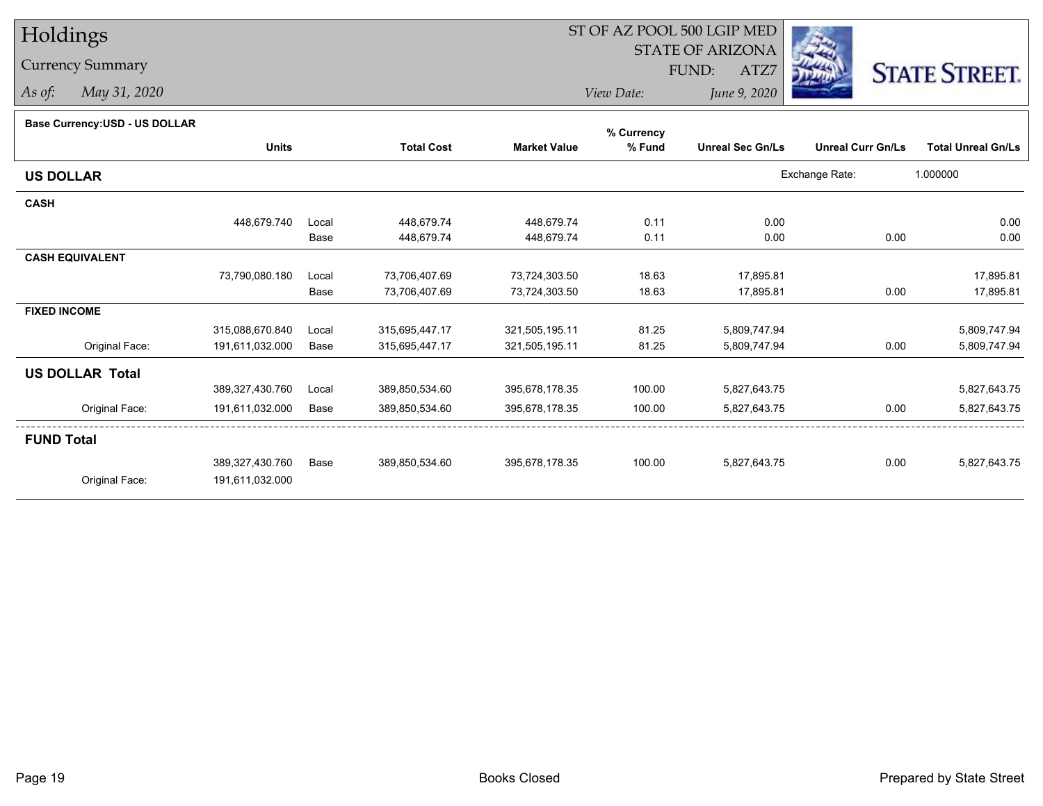# Holdings

Currency Summary

*As of:* *May 31, 2020*

ST OF AZ POOL 500 LGIP MED
STATE OF ARIZONA
FUND: ATZ7

*View Date:* *June 9, 2020*

STATE STREET.

**Base Currency:USD - US DOLLAR**

| | Units | | Total Cost | Market Value | % Currency % Fund | Unreal Sec Gn/Ls | Unreal Curr Gn/Ls | Total Unreal Gn/Ls |
|---|---|---|---|---|---|---|---|---|
| **US DOLLAR** | | | | | | Exchange Rate: | 1.000000 | |
| **CASH** | | | | | | | | |
| | 448,679.740 | Local | 448,679.74 | 448,679.74 | 0.11 | 0.00 | | 0.00 |
| | | Base | 448,679.74 | 448,679.74 | 0.11 | 0.00 | 0.00 | 0.00 |
| **CASH EQUIVALENT** | | | | | | | | |
| | 73,790,080.180 | Local | 73,706,407.69 | 73,724,303.50 | 18.63 | 17,895.81 | | 17,895.81 |
| | | Base | 73,706,407.69 | 73,724,303.50 | 18.63 | 17,895.81 | 0.00 | 17,895.81 |
| **FIXED INCOME** | | | | | | | | |
| | 315,088,670.840 | Local | 315,695,447.17 | 321,505,195.11 | 81.25 | 5,809,747.94 | | 5,809,747.94 |
| Original Face: | 191,611,032.000 | Base | 315,695,447.17 | 321,505,195.11 | 81.25 | 5,809,747.94 | 0.00 | 5,809,747.94 |
| **US DOLLAR Total** | | | | | | | | |
| | 389,327,430.760 | Local | 389,850,534.60 | 395,678,178.35 | 100.00 | 5,827,643.75 | | 5,827,643.75 |
| Original Face: | 191,611,032.000 | Base | 389,850,534.60 | 395,678,178.35 | 100.00 | 5,827,643.75 | 0.00 | 5,827,643.75 |
| **FUND Total** | | | | | | | | |
| | 389,327,430.760 | Base | 389,850,534.60 | 395,678,178.35 | 100.00 | 5,827,643.75 | 0.00 | 5,827,643.75 |
| Original Face: | 191,611,032.000 | | | | | | | |

Books Closed

Prepared by State Street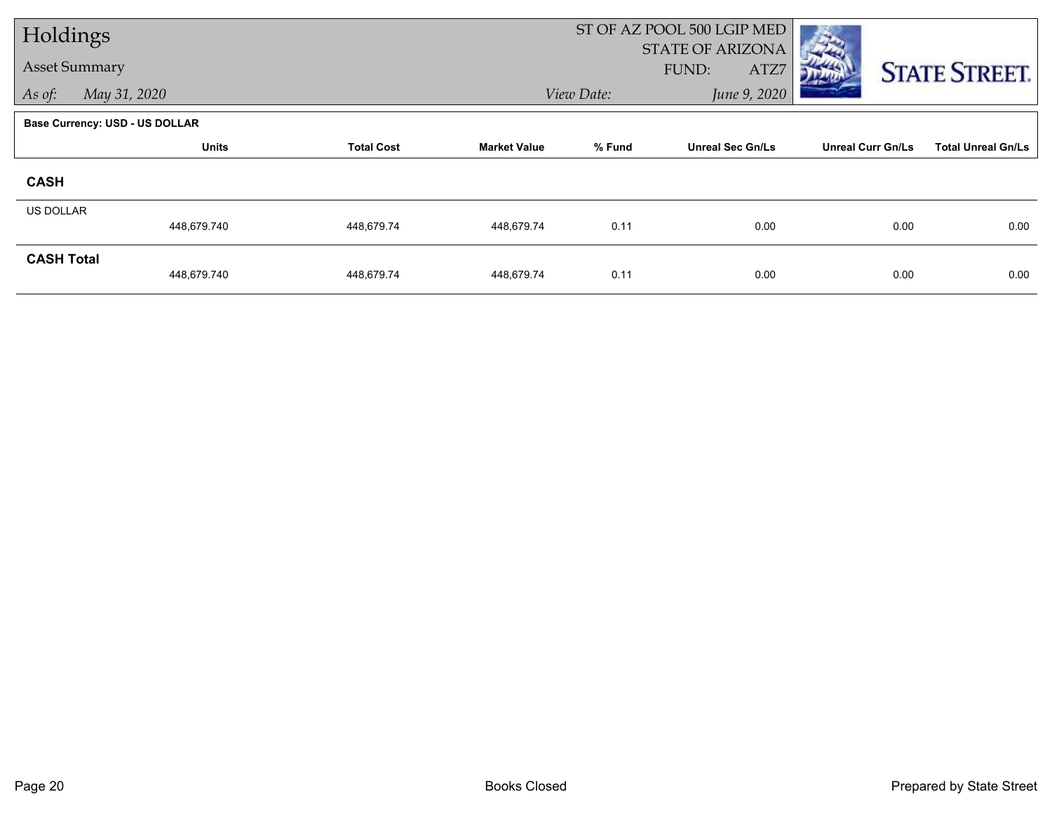# Holdings

**Asset Summary**

*As of:* May 31, 2020

ST OF AZ POOL 500 LGIP MED
STATE OF ARIZONA
FUND: ATZ7

*View Date:* June 9, 2020

STATE STREET.

**Base Currency: USD - US DOLLAR**

| | Units | Total Cost | Market Value | % Fund | Unreal Sec Gn/Ls | Unreal Curr Gn/Ls | Total Unreal Gn/Ls |
|---|---|---|---|---|---|---|---|
| **CASH** | | | | | | | |
| US DOLLAR | 448,679.740 | 448,679.74 | 448,679.74 | 0.11 | 0.00 | 0.00 | 0.00 |
| **CASH Total** | 448,679.740 | 448,679.74 | 448,679.74 | 0.11 | 0.00 | 0.00 | 0.00 |

Books Closed

Prepared by State Street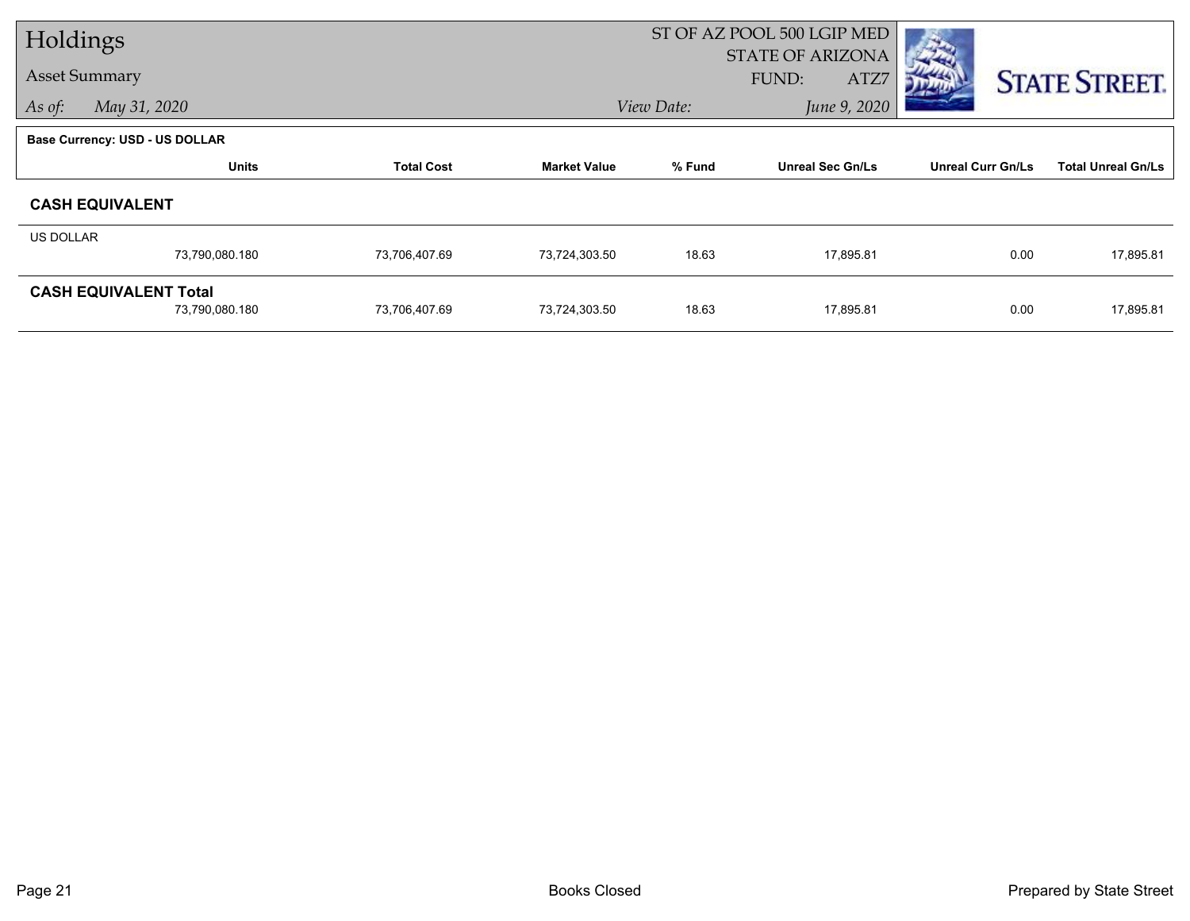# Holdings

## Asset Summary

*As of:* *May 31, 2020*

ST OF AZ POOL 500 LGIP MED
STATE OF ARIZONA
FUND: ATZ7

*View Date:* *June 9, 2020*

STATE STREET.

**Base Currency: USD - US DOLLAR**

| | Units | Total Cost | Market Value | % Fund | Unreal Sec Gn/Ls | Unreal Curr Gn/Ls | Total Unreal Gn/Ls |
|---|---|---|---|---|---|---|---|
| **CASH EQUIVALENT** | | | | | | | |
| US DOLLAR | 73,790,080.180 | 73,706,407.69 | 73,724,303.50 | 18.63 | 17,895.81 | 0.00 | 17,895.81 |
| **CASH EQUIVALENT Total** | 73,790,080.180 | 73,706,407.69 | 73,724,303.50 | 18.63 | 17,895.81 | 0.00 | 17,895.81 |

Books Closed

Prepared by State Street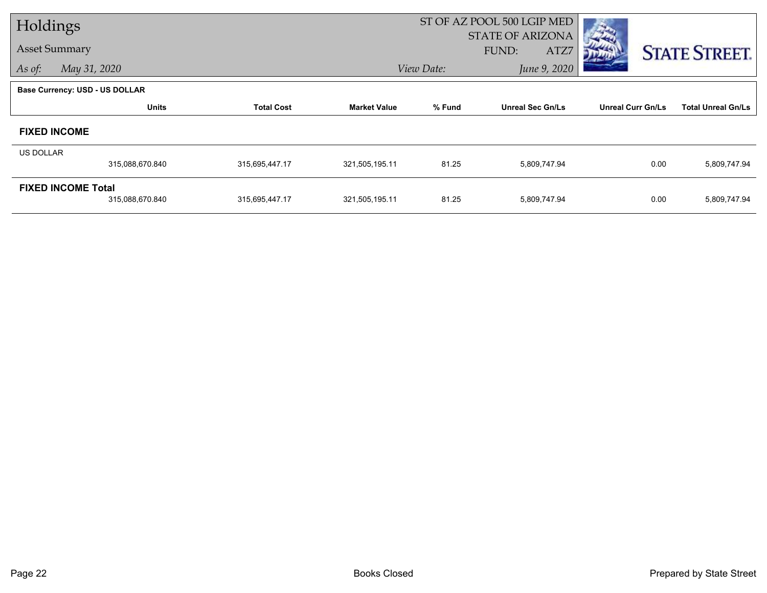# Holdings

## Asset Summary

*As of:* *May 31, 2020*

ST OF AZ POOL 500 LGIP MED
STATE OF ARIZONA
FUND: ATZ7

*View Date:* *June 9, 2020*

**Base Currency: USD - US DOLLAR**

| | Units | Total Cost | Market Value | % Fund | Unreal Sec Gn/Ls | Unreal Curr Gn/Ls | Total Unreal Gn/Ls |
|---|---|---|---|---|---|---|---|
| **FIXED INCOME** | | | | | | | |
| US DOLLAR | 315,088,670.840 | 315,695,447.17 | 321,505,195.11 | 81.25 | 5,809,747.94 | 0.00 | 5,809,747.94 |
| **FIXED INCOME Total** | 315,088,670.840 | 315,695,447.17 | 321,505,195.11 | 81.25 | 5,809,747.94 | 0.00 | 5,809,747.94 |

Books Closed

Prepared by State Street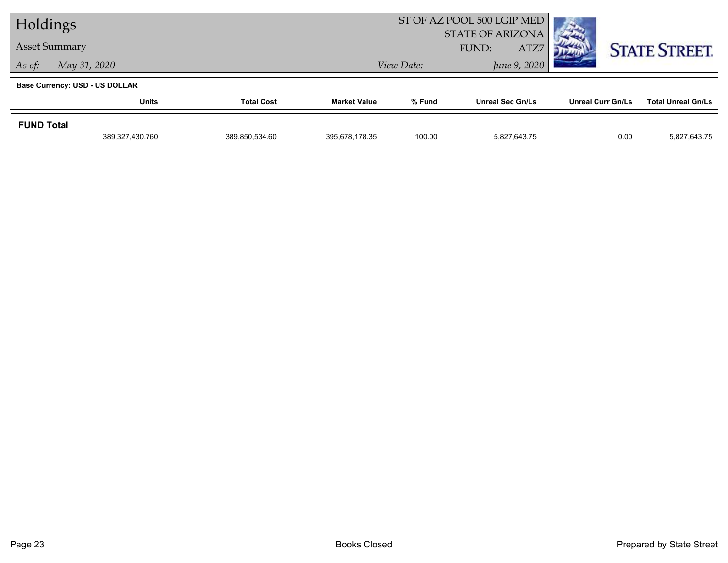# Holdings

**Asset Summary**

*As of:* May 31, 2020

ST OF AZ POOL 500 LGIP MED
STATE OF ARIZONA
FUND: ATZ7

*View Date:* June 9, 2020

**Base Currency: USD - US DOLLAR**

| | Units | Total Cost | Market Value | % Fund | Unreal Sec Gn/Ls | Unreal Curr Gn/Ls | Total Unreal Gn/Ls |
|---|---|---|---|---|---|---|---|
| **FUND Total** | | | | | | | |
| | 389,327,430.760 | 389,850,534.60 | 395,678,178.35 | 100.00 | 5,827,643.75 | 0.00 | 5,827,643.75 |

Books Closed

Prepared by State Street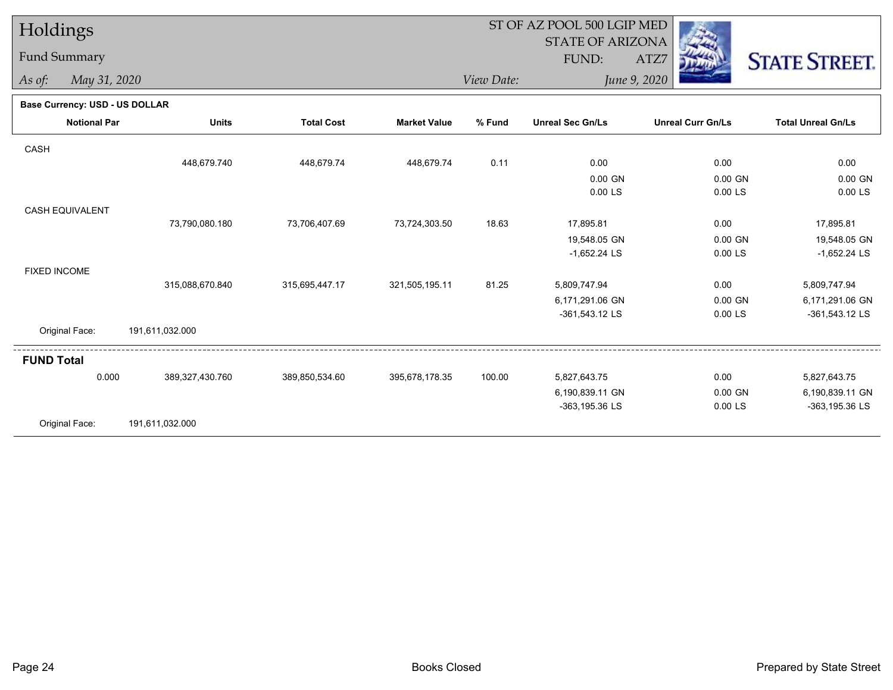# Holdings

Fund Summary

*As of:* *May 31, 2020*

ST OF AZ POOL 500 LGIP MED
STATE OF ARIZONA
FUND: ATZ7

*View Date:* *June 9, 2020*

STATE STREET.

**Base Currency: USD - US DOLLAR**

| Notional Par | Units | Total Cost | Market Value | % Fund | Unreal Sec Gn/Ls | Unreal Curr Gn/Ls | Total Unreal Gn/Ls |
|---|---|---|---|---|---|---|---|
| CASH | | | | | | | |
| | 448,679.740 | 448,679.74 | 448,679.74 | 0.11 | 0.00 | 0.00 | 0.00 |
| | | | | | 0.00 GN | 0.00 GN | 0.00 GN |
| | | | | | 0.00 LS | 0.00 LS | 0.00 LS |
| CASH EQUIVALENT | | | | | | | |
| | 73,790,080.180 | 73,706,407.69 | 73,724,303.50 | 18.63 | 17,895.81 | 0.00 | 17,895.81 |
| | | | | | 19,548.05 GN | 0.00 GN | 19,548.05 GN |
| | | | | | -1,652.24 LS | 0.00 LS | -1,652.24 LS |
| FIXED INCOME | | | | | | | |
| | 315,088,670.840 | 315,695,447.17 | 321,505,195.11 | 81.25 | 5,809,747.94 | 0.00 | 5,809,747.94 |
| | | | | | 6,171,291.06 GN | 0.00 GN | 6,171,291.06 GN |
| | | | | | -361,543.12 LS | 0.00 LS | -361,543.12 LS |
| Original Face: 191,611,032.000 | | | | | | | |
| **FUND Total** | | | | | | | |
| 0.000 | 389,327,430.760 | 389,850,534.60 | 395,678,178.35 | 100.00 | 5,827,643.75 | 0.00 | 5,827,643.75 |
| | | | | | 6,190,839.11 GN | 0.00 GN | 6,190,839.11 GN |
| | | | | | -363,195.36 LS | 0.00 LS | -363,195.36 LS |
| Original Face: 191,611,032.000 | | | | | | | |

Books Closed

Prepared by State Street